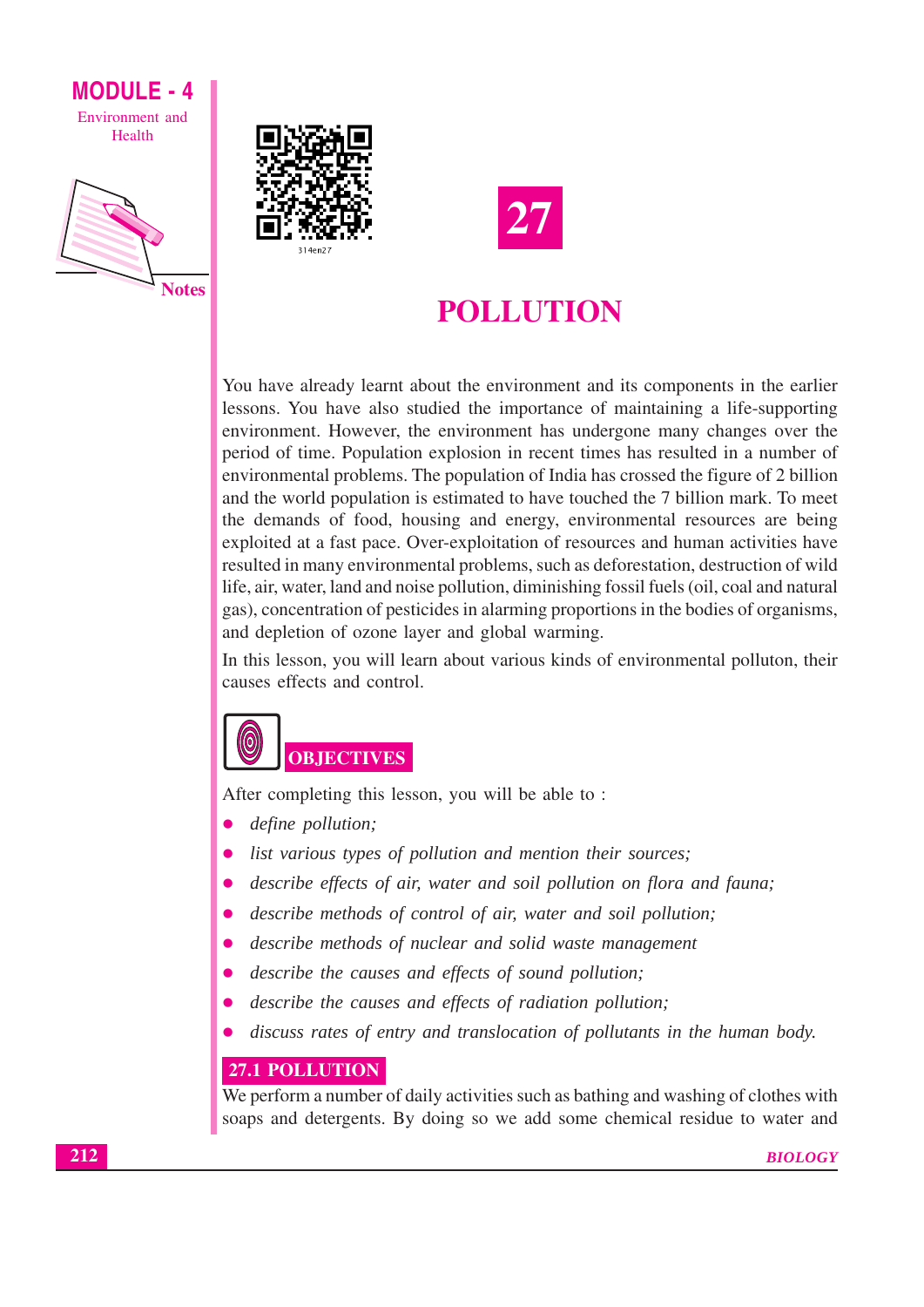# 27

# POLLUTION

You have already learnt about the environment and its components in the earlier lessons. You have also studied the importance of maintaining a life-supporting environment. However, the environment has undergone many changes over the period of time. Population explosion in recent times has resulted in a number of environmental problems. The population of India has crossed the figure of 2 billion and the world population is estimated to have touched the 7 billion mark. To meet the demands of food, housing and energy, environmental resources are being exploited at a fast pace. Over-exploitation of resources and human activities have resulted in many environmental problems, such as deforestation, destruction of wild life, air, water, land and noise pollution, diminishing fossil fuels (oil, coal and natural gas), concentration of pesticides in alarming proportions in the bodies of organisms, and depletion of ozone layer and global warming.

In this lesson, you will learn about various kinds of environmental polluton, their causes effects and control.

## OBJECTIVES

After completing this lesson, you will be able to :

- *define pollution;*
- *list various types of pollution and mention their sources;*
- *describe effects of air, water and soil pollution on flora and fauna;*
- *describe methods of control of air, water and soil pollution;*
- *describe methods of nuclear and solid waste management*
- *describe the causes and effects of sound pollution;*
- *describe the causes and effects of radiation pollution;*
- *discuss rates of entry and translocation of pollutants in the human body.*

## 27.1 POLLUTION

We perform a number of daily activities such as bathing and washing of clothes with soaps and detergents. By doing so we add some chemical residue to water and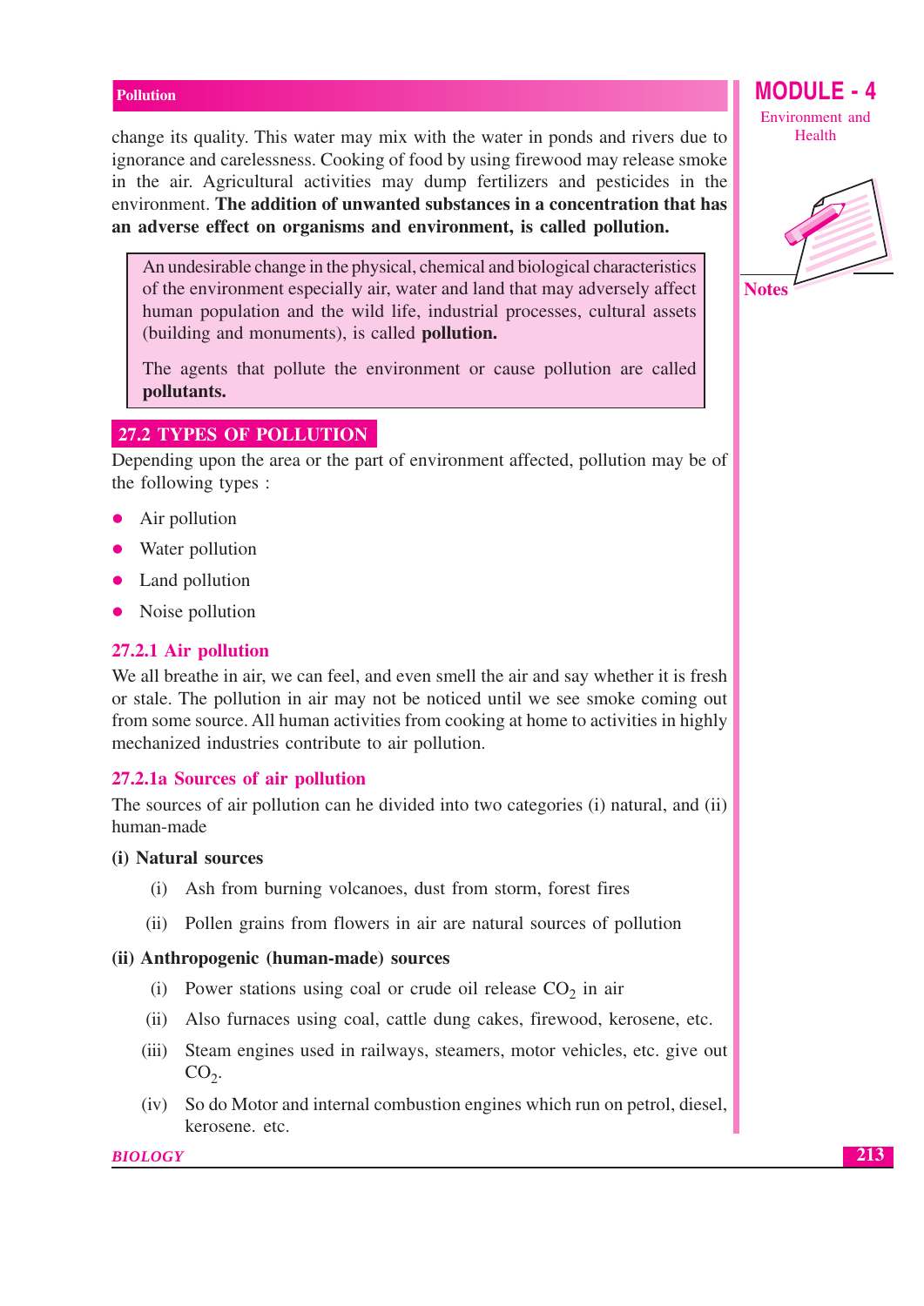change its quality. This water may mix with the water in ponds and rivers due to ignorance and carelessness. Cooking of food by using firewood may release smoke in the air. Agricultural activities may dump fertilizers and pesticides in the environment. **The addition of unwanted substances in a concentration that has an adverse effect on organisms and environment, is called pollution.**

> An undesirable change in the physical, chemical and biological characteristics of the environment especially air, water and land that may adversely affect human population and the wild life, industrial processes, cultural assets (building and monuments), is called **pollution.**
>
> The agents that pollute the environment or cause pollution are called **pollutants.**

## 27.2 TYPES OF POLLUTION

Depending upon the area or the part of environment affected, pollution may be of the following types :

- Air pollution
- Water pollution
- Land pollution
- Noise pollution

### 27.2.1 Air pollution

We all breathe in air, we can feel, and even smell the air and say whether it is fresh or stale. The pollution in air may not be noticed until we see smoke coming out from some source. All human activities from cooking at home to activities in highly mechanized industries contribute to air pollution.

#### 27.2.1a Sources of air pollution

The sources of air pollution can he divided into two categories (i) natural, and (ii) human-made

**(i) Natural sources**

(i) Ash from burning volcanoes, dust from storm, forest fires

(ii) Pollen grains from flowers in air are natural sources of pollution

**(ii) Anthropogenic (human-made) sources**

(i) Power stations using coal or crude oil release $CO_2$ in air

(ii) Also furnaces using coal, cattle dung cakes, firewood, kerosene, etc.

(iii) Steam engines used in railways, steamers, motor vehicles, etc. give out $CO_2$.

(iv) So do Motor and internal combustion engines which run on petrol, diesel, kerosene. etc.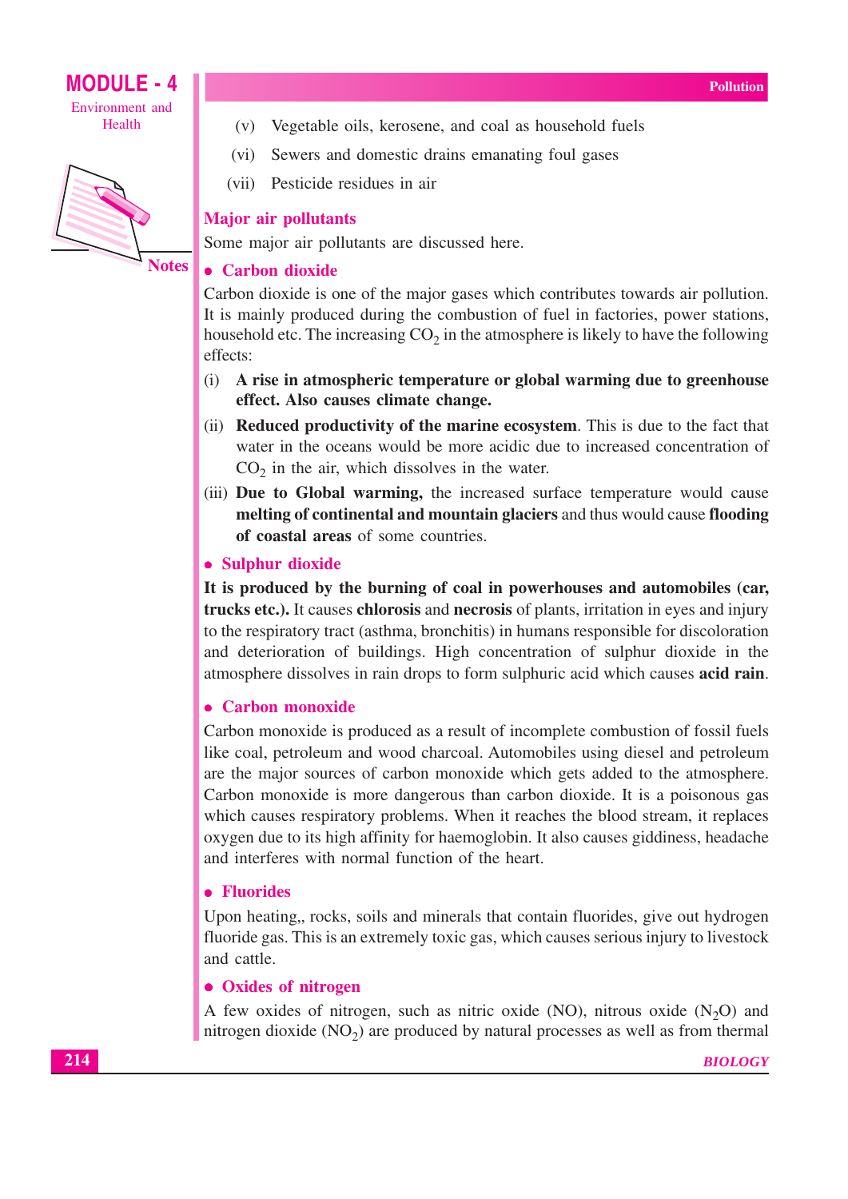(v) Vegetable oils, kerosene, and coal as household fuels

(vi) Sewers and domestic drains emanating foul gases

(vii) Pesticide residues in air

## Major air pollutants

Some major air pollutants are discussed here.

### • Carbon dioxide

Carbon dioxide is one of the major gases which contributes towards air pollution. It is mainly produced during the combustion of fuel in factories, power stations, household etc. The increasing $CO_2$ in the atmosphere is likely to have the following effects:

(i) **A rise in atmospheric temperature or global warming due to greenhouse effect. Also causes climate change.**

(ii) **Reduced productivity of the marine ecosystem**. This is due to the fact that water in the oceans would be more acidic due to increased concentration of $CO_2$ in the air, which dissolves in the water.

(iii) **Due to Global warming,** the increased surface temperature would cause **melting of continental and mountain glaciers** and thus would cause **flooding of coastal areas** of some countries.

### • Sulphur dioxide

**It is produced by the burning of coal in powerhouses and automobiles (car, trucks etc.).** It causes **chlorosis** and **necrosis** of plants, irritation in eyes and injury to the respiratory tract (asthma, bronchitis) in humans responsible for discoloration and deterioration of buildings. High concentration of sulphur dioxide in the atmosphere dissolves in rain drops to form sulphuric acid which causes **acid rain**.

### • Carbon monoxide

Carbon monoxide is produced as a result of incomplete combustion of fossil fuels like coal, petroleum and wood charcoal. Automobiles using diesel and petroleum are the major sources of carbon monoxide which gets added to the atmosphere. Carbon monoxide is more dangerous than carbon dioxide. It is a poisonous gas which causes respiratory problems. When it reaches the blood stream, it replaces oxygen due to its high affinity for haemoglobin. It also causes giddiness, headache and interferes with normal function of the heart.

### • Fluorides

Upon heating,, rocks, soils and minerals that contain fluorides, give out hydrogen fluoride gas. This is an extremely toxic gas, which causes serious injury to livestock and cattle.

### • Oxides of nitrogen

A few oxides of nitrogen, such as nitric oxide (NO), nitrous oxide ($N_2O$) and nitrogen dioxide ($NO_2$) are produced by natural processes as well as from thermal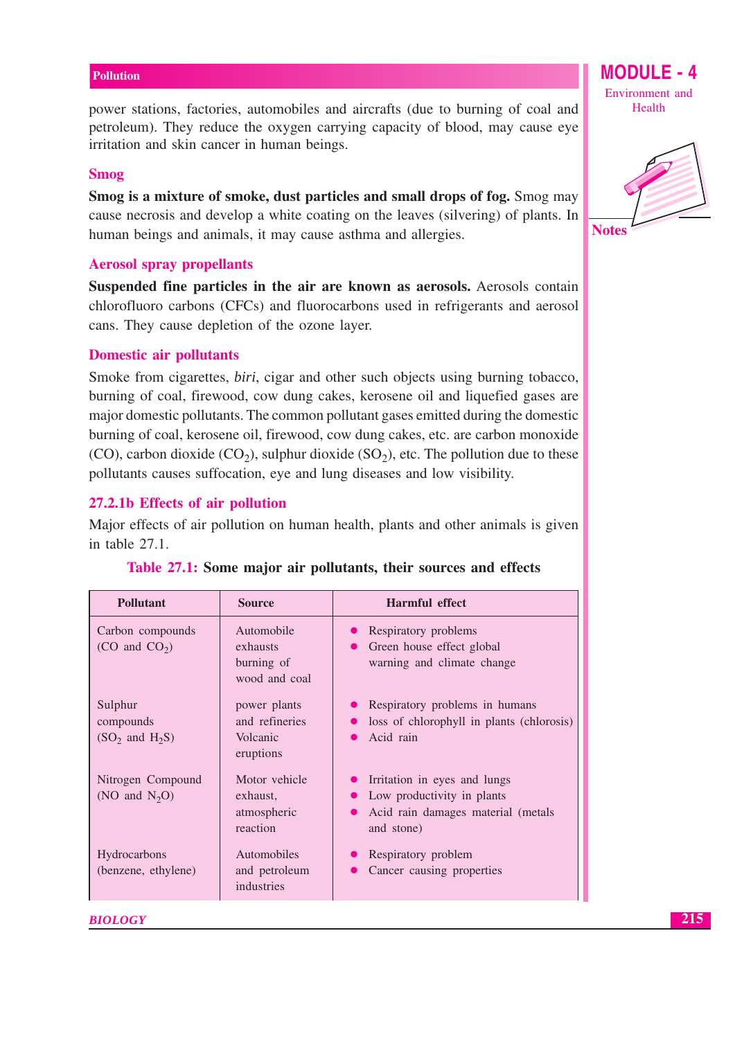power stations, factories, automobiles and aircrafts (due to burning of coal and petroleum). They reduce the oxygen carrying capacity of blood, may cause eye irritation and skin cancer in human beings.

### Smog

**Smog is a mixture of smoke, dust particles and small drops of fog.** Smog may cause necrosis and develop a white coating on the leaves (silvering) of plants. In human beings and animals, it may cause asthma and allergies.

### Aerosol spray propellants

**Suspended fine particles in the air are known as aerosols.** Aerosols contain chlorofluoro carbons (CFCs) and fluorocarbons used in refrigerants and aerosol cans. They cause depletion of the ozone layer.

### Domestic air pollutants

Smoke from cigarettes, *biri*, cigar and other such objects using burning tobacco, burning of coal, firewood, cow dung cakes, kerosene oil and liquefied gases are major domestic pollutants. The common pollutant gases emitted during the domestic burning of coal, kerosene oil, firewood, cow dung cakes, etc. are carbon monoxide (CO), carbon dioxide ($CO_2$), sulphur dioxide ($SO_2$), etc. The pollution due to these pollutants causes suffocation, eye and lung diseases and low visibility.

### 27.2.1b Effects of air pollution

Major effects of air pollution on human health, plants and other animals is given in table 27.1.

**Table 27.1: Some major air pollutants, their sources and effects**

| Pollutant | Source | Harmful effect |
|---|---|---|
| Carbon compounds (CO and $CO_2$) | Automobile exhausts burning of wood and coal | • Respiratory problems<br>• Green house effect global warning and climate change |
| Sulphur compounds ($SO_2$ and $H_2S$) | power plants and refineries Volcanic eruptions | • Respiratory problems in humans<br>• loss of chlorophyll in plants (chlorosis)<br>• Acid rain |
| Nitrogen Compound (NO and $N_2O$) | Motor vehicle exhaust, atmospheric reaction | • Irritation in eyes and lungs<br>• Low productivity in plants<br>• Acid rain damages material (metals and stone) |
| Hydrocarbons (benzene, ethylene) | Automobiles and petroleum industries | • Respiratory problem<br>• Cancer causing properties |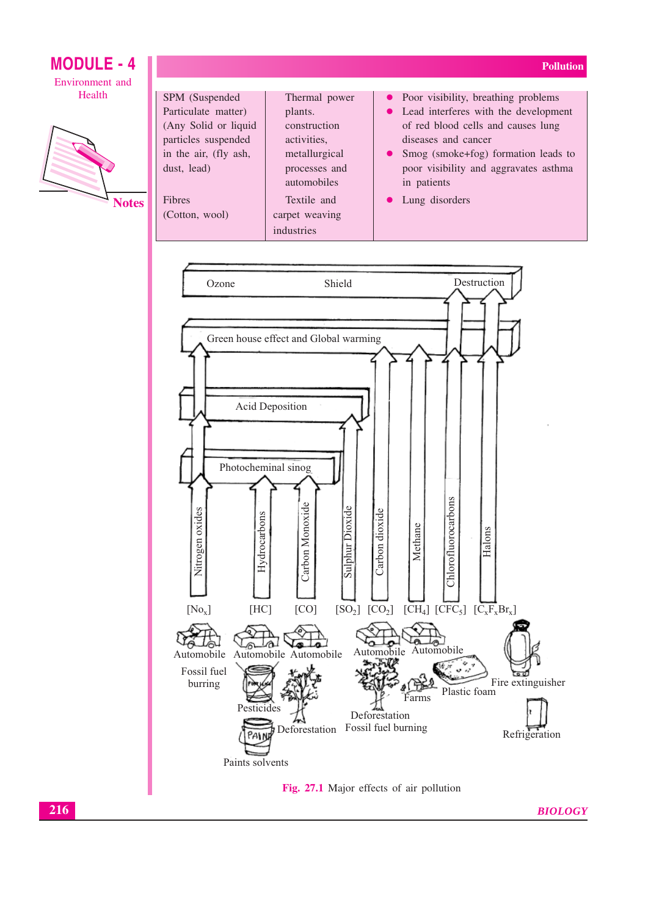| SPM (Suspended Particulate matter) (Any Solid or liquid particles suspended in the air, (fly ash, dust, lead) | Thermal power plants. construction activities, metallurgical processes and automobiles | • Poor visibility, breathing problems<br>• Lead interferes with the development of red blood cells and causes lung diseases and cancer<br>• Smog (smoke+fog) formation leads to poor visibility and aggravates asthma in patients |
|---|---|---|
| Fibres (Cotton, wool) | Textile and carpet weaving industries | • Lung disorders |

Ozone Shield Destruction

Green house effect and Global warming

Acid Deposition

Photocheminal sinog

Nitrogen oxides [$NO_x$] — Automobile, Fossil fuel burring

Hydrocarbons [HC] — Automobile, Pesticides, Paints solvents

Carbon Monoxide [CO] — Automobile, Deforestation

Sulphur Dioxide [$SO_2$]

Carbon dioxide [$CO_2$] — Automobile, Deforestation, Fossil fuel burning

Methane [$CH_4$] — Automobile, Farms

Chlorofluorocarbons [$CFC_5$] — Plastic foam

Halons [$C_xF_xBr_x$] — Fire extinguisher, Refrigeration

**Fig. 27.1** Major effects of air pollution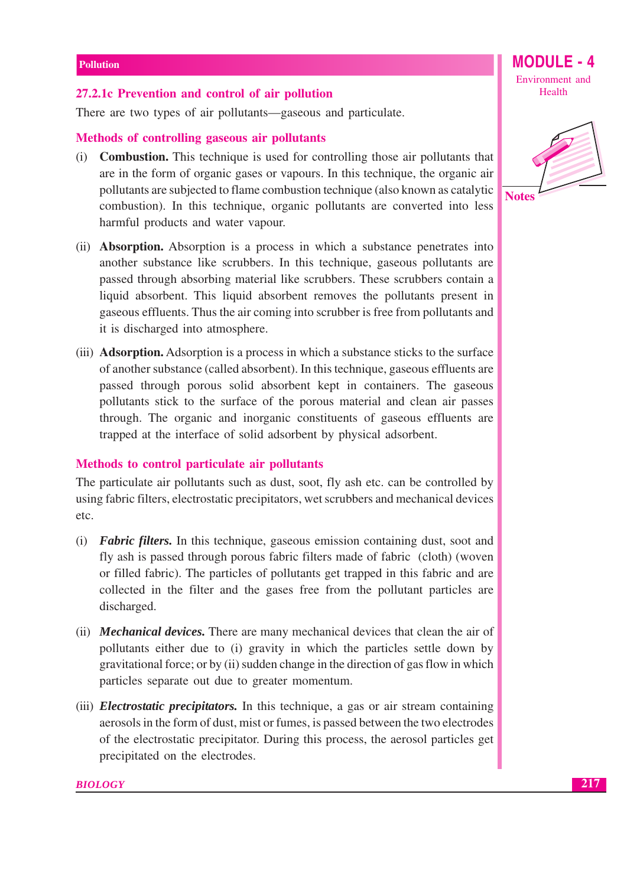### 27.2.1c Prevention and control of air pollution

There are two types of air pollutants—gaseous and particulate.

#### Methods of controlling gaseous air pollutants

(i) **Combustion.** This technique is used for controlling those air pollutants that are in the form of organic gases or vapours. In this technique, the organic air pollutants are subjected to flame combustion technique (also known as catalytic combustion). In this technique, organic pollutants are converted into less harmful products and water vapour.

(ii) **Absorption.** Absorption is a process in which a substance penetrates into another substance like scrubbers. In this technique, gaseous pollutants are passed through absorbing material like scrubbers. These scrubbers contain a liquid absorbent. This liquid absorbent removes the pollutants present in gaseous effluents. Thus the air coming into scrubber is free from pollutants and it is discharged into atmosphere.

(iii) **Adsorption.** Adsorption is a process in which a substance sticks to the surface of another substance (called absorbent). In this technique, gaseous effluents are passed through porous solid absorbent kept in containers. The gaseous pollutants stick to the surface of the porous material and clean air passes through. The organic and inorganic constituents of gaseous effluents are trapped at the interface of solid adsorbent by physical adsorbent.

#### Methods to control particulate air pollutants

The particulate air pollutants such as dust, soot, fly ash etc. can be controlled by using fabric filters, electrostatic precipitators, wet scrubbers and mechanical devices etc.

(i) ***Fabric filters.*** In this technique, gaseous emission containing dust, soot and fly ash is passed through porous fabric filters made of fabric (cloth) (woven or filled fabric). The particles of pollutants get trapped in this fabric and are collected in the filter and the gases free from the pollutant particles are discharged.

(ii) ***Mechanical devices.*** There are many mechanical devices that clean the air of pollutants either due to (i) gravity in which the particles settle down by gravitational force; or by (ii) sudden change in the direction of gas flow in which particles separate out due to greater momentum.

(iii) ***Electrostatic precipitators.*** In this technique, a gas or air stream containing aerosols in the form of dust, mist or fumes, is passed between the two electrodes of the electrostatic precipitator. During this process, the aerosol particles get precipitated on the electrodes.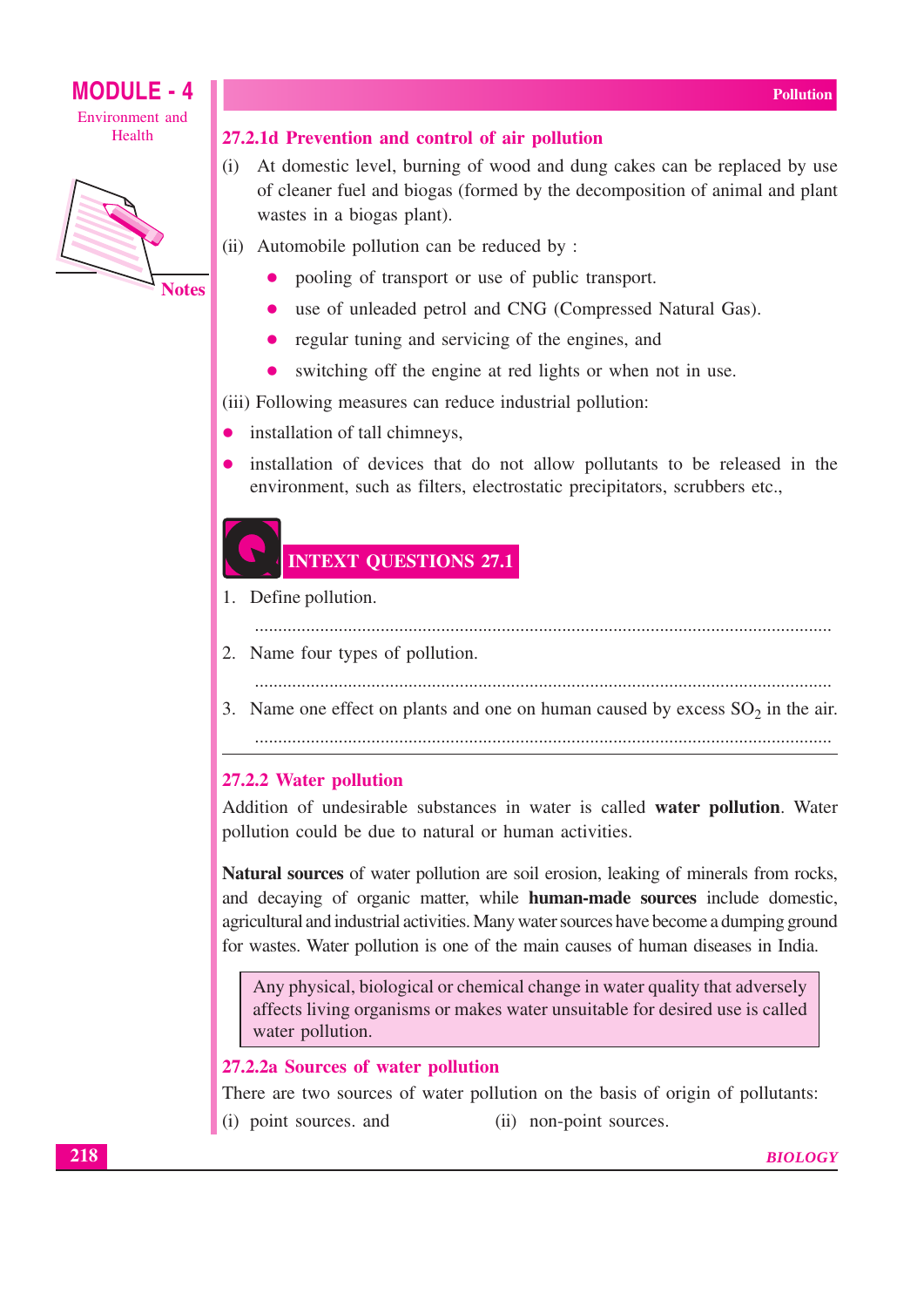### 27.2.1d Prevention and control of air pollution

(i) At domestic level, burning of wood and dung cakes can be replaced by use of cleaner fuel and biogas (formed by the decomposition of animal and plant wastes in a biogas plant).

(ii) Automobile pollution can be reduced by :

- pooling of transport or use of public transport.
- use of unleaded petrol and CNG (Compressed Natural Gas).
- regular tuning and servicing of the engines, and
- switching off the engine at red lights or when not in use.

(iii) Following measures can reduce industrial pollution:

- installation of tall chimneys,
- installation of devices that do not allow pollutants to be released in the environment, such as filters, electrostatic precipitators, scrubbers etc.,

## INTEXT QUESTIONS 27.1

1. Define pollution.

   ..........................................................................................................................

2. Name four types of pollution.

   ..........................................................................................................................

3. Name one effect on plants and one on human caused by excess $SO_2$ in the air.

   ..........................................................................................................................

### 27.2.2 Water pollution

Addition of undesirable substances in water is called **water pollution**. Water pollution could be due to natural or human activities.

**Natural sources** of water pollution are soil erosion, leaking of minerals from rocks, and decaying of organic matter, while **human-made sources** include domestic, agricultural and industrial activities. Many water sources have become a dumping ground for wastes. Water pollution is one of the main causes of human diseases in India.

> Any physical, biological or chemical change in water quality that adversely affects living organisms or makes water unsuitable for desired use is called water pollution.

### 27.2.2a Sources of water pollution

There are two sources of water pollution on the basis of origin of pollutants:

(i) point sources. and (ii) non-point sources.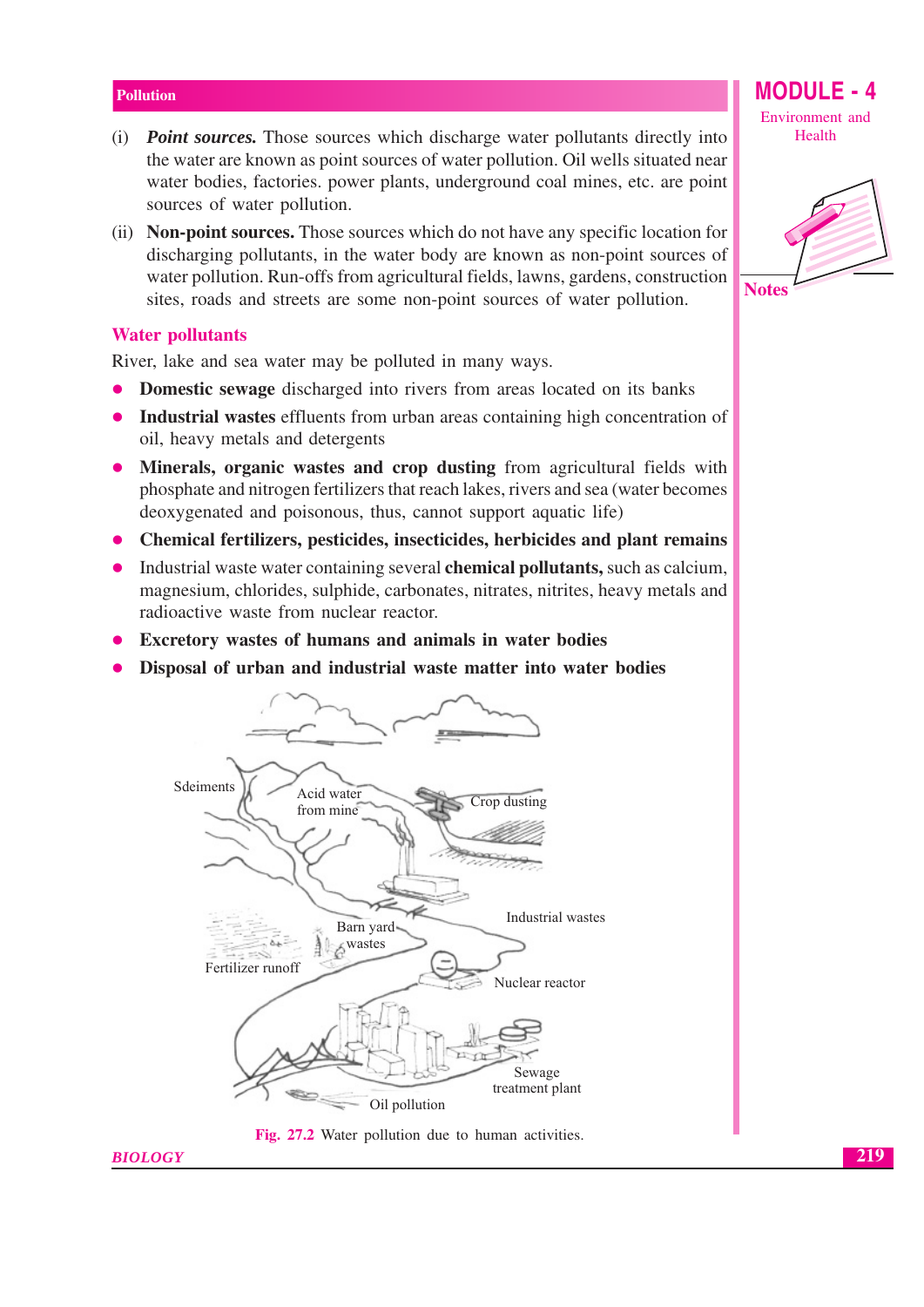(i) ***Point sources.*** Those sources which discharge water pollutants directly into the water are known as point sources of water pollution. Oil wells situated near water bodies, factories. power plants, underground coal mines, etc. are point sources of water pollution.

(ii) **Non-point sources.** Those sources which do not have any specific location for discharging pollutants, in the water body are known as non-point sources of water pollution. Run-offs from agricultural fields, lawns, gardens, construction sites, roads and streets are some non-point sources of water pollution.

## Water pollutants

River, lake and sea water may be polluted in many ways.

- **Domestic sewage** discharged into rivers from areas located on its banks
- **Industrial wastes** effluents from urban areas containing high concentration of oil, heavy metals and detergents
- **Minerals, organic wastes and crop dusting** from agricultural fields with phosphate and nitrogen fertilizers that reach lakes, rivers and sea (water becomes deoxygenated and poisonous, thus, cannot support aquatic life)
- **Chemical fertilizers, pesticides, insecticides, herbicides and plant remains**
- Industrial waste water containing several **chemical pollutants,** such as calcium, magnesium, chlorides, sulphide, carbonates, nitrates, nitrites, heavy metals and radioactive waste from nuclear reactor.
- **Excretory wastes of humans and animals in water bodies**
- **Disposal of urban and industrial waste matter into water bodies**

**Fig. 27.2** Water pollution due to human activities.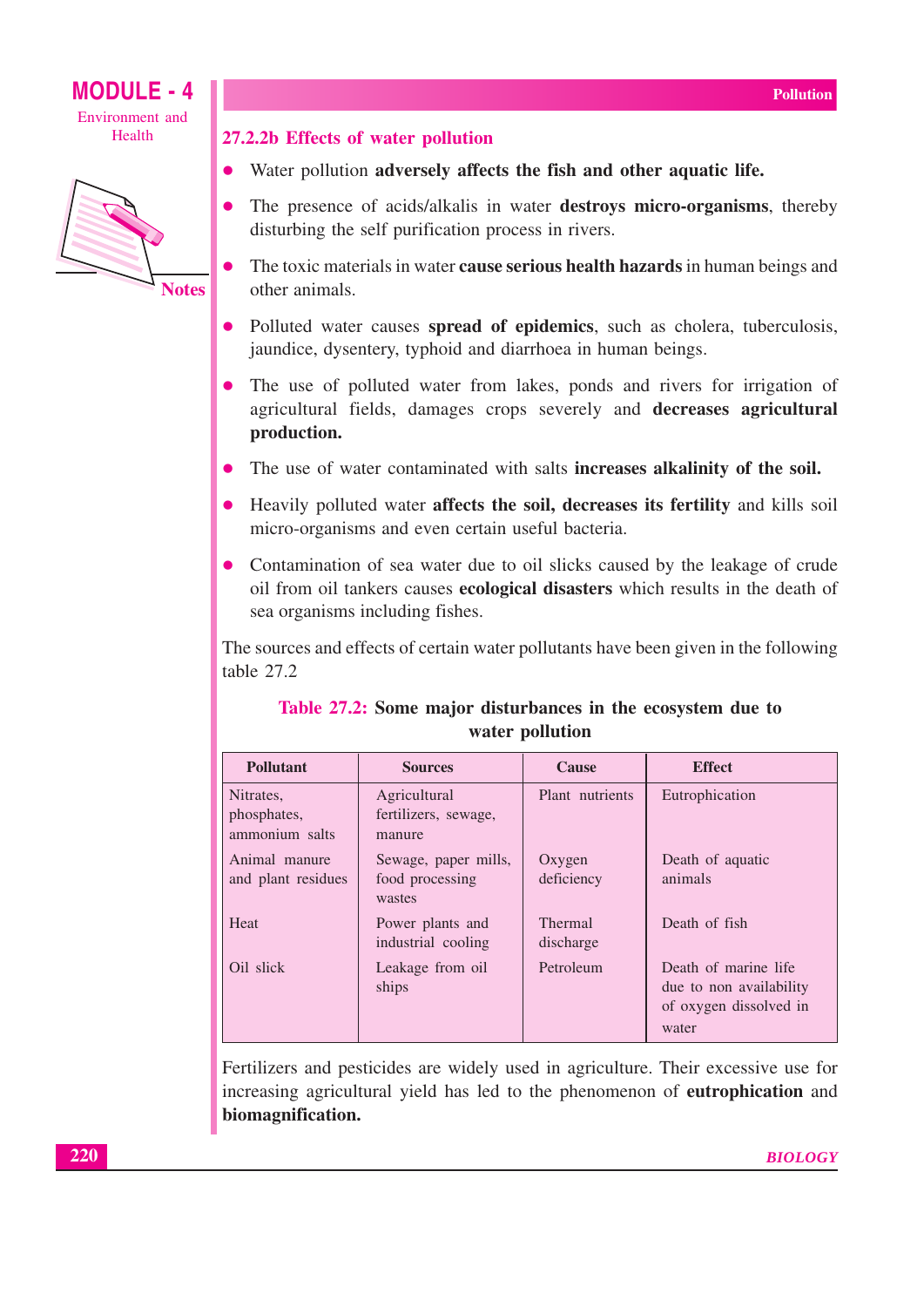### 27.2.2b Effects of water pollution

- Water pollution **adversely affects the fish and other aquatic life.**
- The presence of acids/alkalis in water **destroys micro-organisms**, thereby disturbing the self purification process in rivers.
- The toxic materials in water **cause serious health hazards** in human beings and other animals.
- Polluted water causes **spread of epidemics**, such as cholera, tuberculosis, jaundice, dysentery, typhoid and diarrhoea in human beings.
- The use of polluted water from lakes, ponds and rivers for irrigation of agricultural fields, damages crops severely and **decreases agricultural production.**
- The use of water contaminated with salts **increases alkalinity of the soil.**
- Heavily polluted water **affects the soil, decreases its fertility** and kills soil micro-organisms and even certain useful bacteria.
- Contamination of sea water due to oil slicks caused by the leakage of crude oil from oil tankers causes **ecological disasters** which results in the death of sea organisms including fishes.

The sources and effects of certain water pollutants have been given in the following table 27.2

**Table 27.2: Some major disturbances in the ecosystem due to water pollution**

| Pollutant | Sources | Cause | Effect |
|---|---|---|---|
| Nitrates, phosphates, ammonium salts | Agricultural fertilizers, sewage, manure | Plant nutrients | Eutrophication |
| Animal manure and plant residues | Sewage, paper mills, food processing wastes | Oxygen deficiency | Death of aquatic animals |
| Heat | Power plants and industrial cooling | Thermal discharge | Death of fish |
| Oil slick | Leakage from oil ships | Petroleum | Death of marine life due to non availability of oxygen dissolved in water |

Fertilizers and pesticides are widely used in agriculture. Their excessive use for increasing agricultural yield has led to the phenomenon of **eutrophication** and **biomagnification.**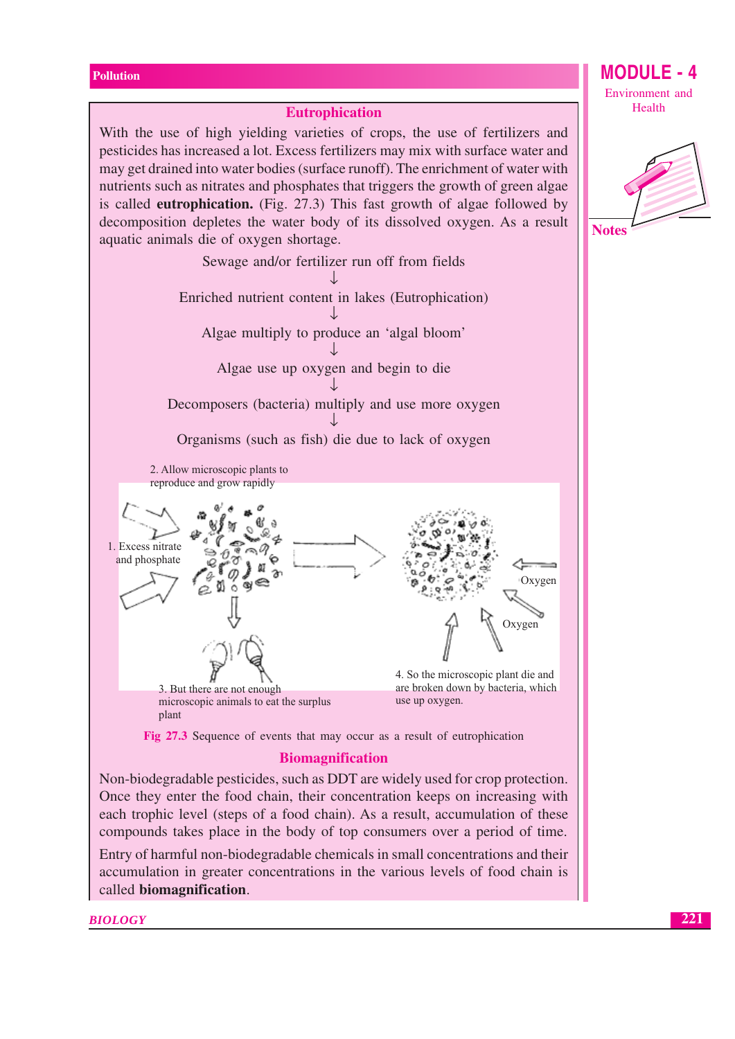## Eutrophication

With the use of high yielding varieties of crops, the use of fertilizers and pesticides has increased a lot. Excess fertilizers may mix with surface water and may get drained into water bodies (surface runoff). The enrichment of water with nutrients such as nitrates and phosphates that triggers the growth of green algae is called **eutrophication.** (Fig. 27.3) This fast growth of algae followed by decomposition depletes the water body of its dissolved oxygen. As a result aquatic animals die of oxygen shortage.

Sewage and/or fertilizer run off from fields
↓
Enriched nutrient content in lakes (Eutrophication)
↓
Algae multiply to produce an 'algal bloom'
↓
Algae use up oxygen and begin to die
↓
Decomposers (bacteria) multiply and use more oxygen
↓
Organisms (such as fish) die due to lack of oxygen

1. Excess nitrate and phosphate

2. Allow microscopic plants to reproduce and grow rapidly

3. But there are not enough microscopic animals to eat the surplus plant

4. So the microscopic plant die and are broken down by bacteria, which use up oxygen.

Oxygen

Oxygen

**Fig 27.3** Sequence of events that may occur as a result of eutrophication

## Biomagnification

Non-biodegradable pesticides, such as DDT are widely used for crop protection. Once they enter the food chain, their concentration keeps on increasing with each trophic level (steps of a food chain). As a result, accumulation of these compounds takes place in the body of top consumers over a period of time.

Entry of harmful non-biodegradable chemicals in small concentrations and their accumulation in greater concentrations in the various levels of food chain is called **biomagnification**.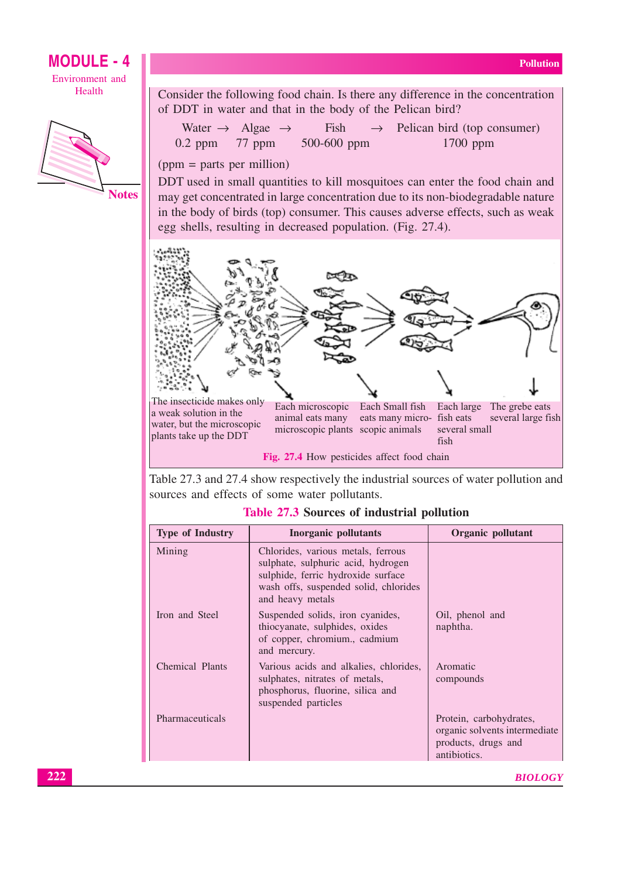Consider the following food chain. Is there any difference in the concentration of DDT in water and that in the body of the Pelican bird?

| Water → | Algae → | Fish → | Pelican bird (top consumer) |
|---|---|---|---|
| 0.2 ppm | 77 ppm | 500-600 ppm | 1700 ppm |

(ppm = parts per million)

DDT used in small quantities to kill mosquitoes can enter the food chain and may get concentrated in large concentration due to its non-biodegradable nature in the body of birds (top) consumer. This causes adverse effects, such as weak egg shells, resulting in decreased population. (Fig. 27.4).

The insecticide makes only a weak solution in the water, but the microscopic plants take up the DDT

Each microscopic animal eats many microscopic plants

Each Small fish eats many microscopic animals

Each large fish eats several small fish

The grebe eats several large fish

**Fig. 27.4** How pesticides affect food chain

Table 27.3 and 27.4 show respectively the industrial sources of water pollution and sources and effects of some water pollutants.

**Table 27.3 Sources of industrial pollution**

| Type of Industry | Inorganic pollutants | Organic pollutant |
|---|---|---|
| Mining | Chlorides, various metals, ferrous sulphate, sulphuric acid, hydrogen sulphide, ferric hydroxide surface wash offs, suspended solid, chlorides and heavy metals | |
| Iron and Steel | Suspended solids, iron cyanides, thiocyanate, sulphides, oxides of copper, chromium., cadmium and mercury. | Oil, phenol and naphtha. |
| Chemical Plants | Various acids and alkalies, chlorides, sulphates, nitrates of metals, phosphorus, fluorine, silica and suspended particles | Aromatic compounds |
| Pharmaceuticals | | Protein, carbohydrates, organic solvents intermediate products, drugs and antibiotics. |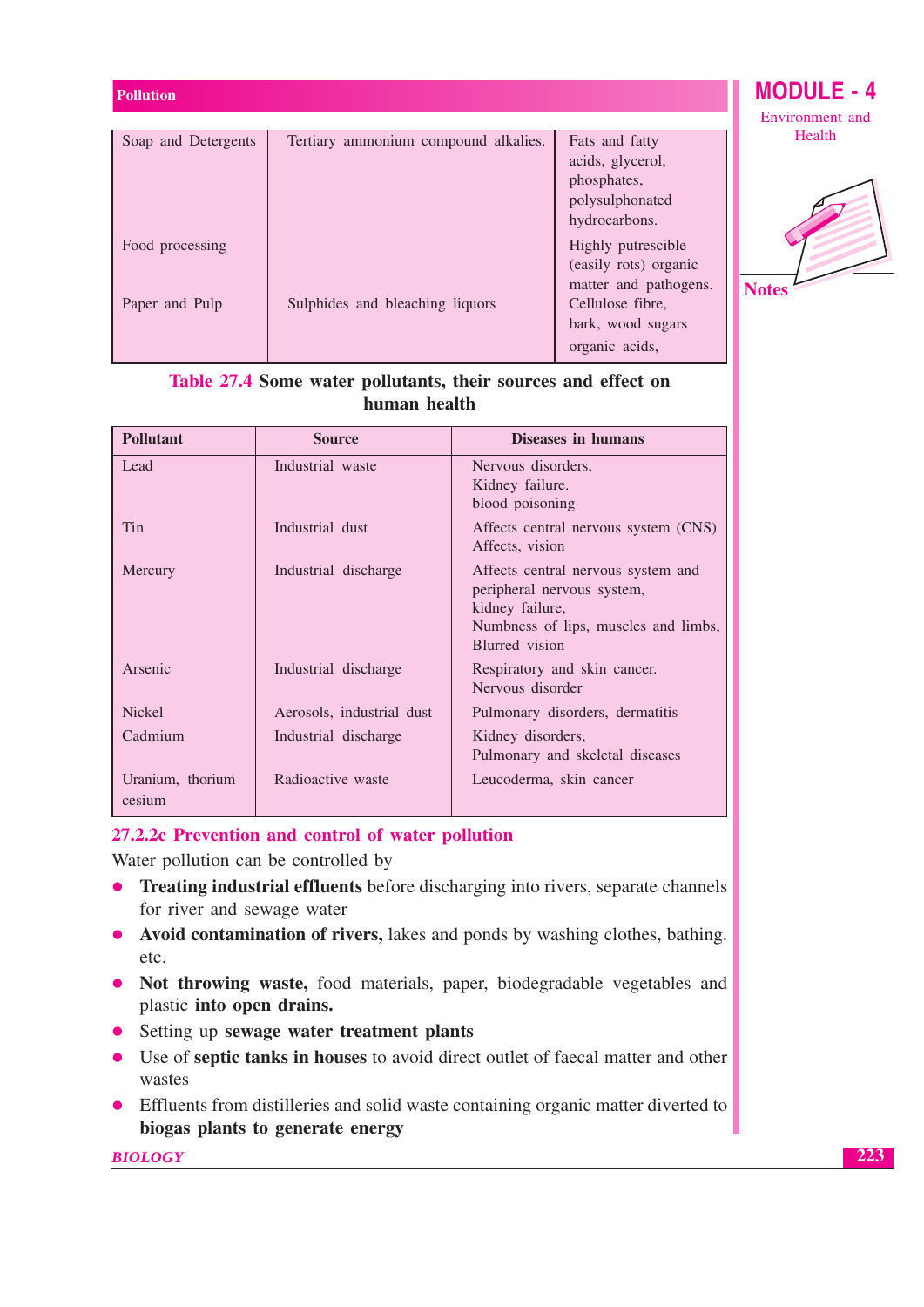| | | |
|---|---|---|
| Soap and Detergents | Tertiary ammonium compound alkalies. | Fats and fatty acids, glycerol, phosphates, polysulphonated hydrocarbons. |
| Food processing | | Highly putrescible (easily rots) organic matter and pathogens. |
| Paper and Pulp | Sulphides and bleaching liquors | Cellulose fibre, bark, wood sugars organic acids, |

**Table 27.4** Some water pollutants, their sources and effect on human health

| Pollutant | Source | Diseases in humans |
|---|---|---|
| Lead | Industrial waste | Nervous disorders, Kidney failure. blood poisoning |
| Tin | Industrial dust | Affects central nervous system (CNS) Affects, vision |
| Mercury | Industrial discharge | Affects central nervous system and peripheral nervous system, kidney failure, Numbness of lips, muscles and limbs, Blurred vision |
| Arsenic | Industrial discharge | Respiratory and skin cancer. Nervous disorder |
| Nickel | Aerosols, industrial dust | Pulmonary disorders, dermatitis |
| Cadmium | Industrial discharge | Kidney disorders, Pulmonary and skeletal diseases |
| Uranium, thorium cesium | Radioactive waste | Leucoderma, skin cancer |

### 27.2.2c Prevention and control of water pollution

Water pollution can be controlled by

- **Treating industrial effluents** before discharging into rivers, separate channels for river and sewage water
- **Avoid contamination of rivers,** lakes and ponds by washing clothes, bathing. etc.
- **Not throwing waste,** food materials, paper, biodegradable vegetables and plastic **into open drains.**
- Setting up **sewage water treatment plants**
- Use of **septic tanks in houses** to avoid direct outlet of faecal matter and other wastes
- Effluents from distilleries and solid waste containing organic matter diverted to **biogas plants to generate energy**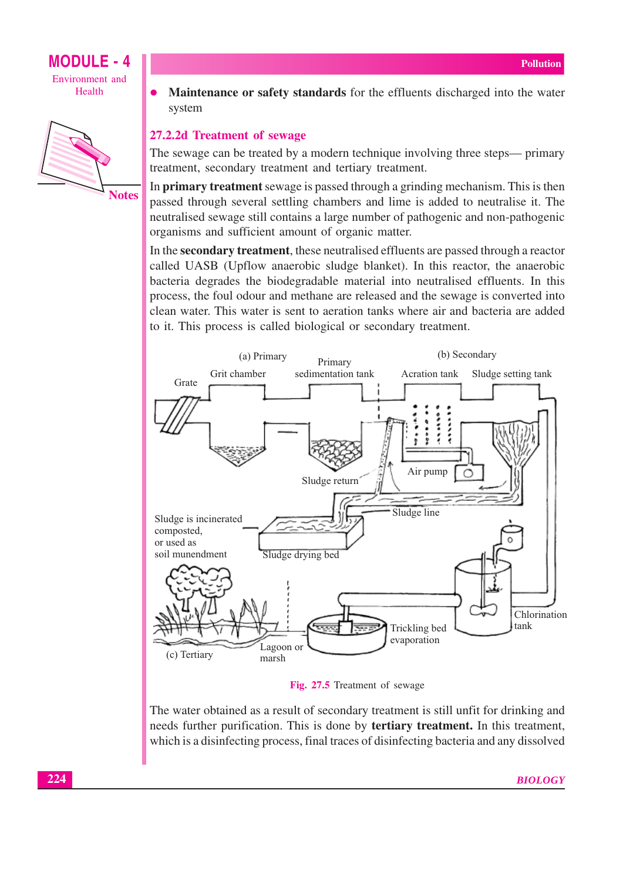- **Maintenance or safety standards** for the effluents discharged into the water system

### 27.2.2d Treatment of sewage

The sewage can be treated by a modern technique involving three steps— primary treatment, secondary treatment and tertiary treatment.

In **primary treatment** sewage is passed through a grinding mechanism. This is then passed through several settling chambers and lime is added to neutralise it. The neutralised sewage still contains a large number of pathogenic and non-pathogenic organisms and sufficient amount of organic matter.

In the **secondary treatment**, these neutralised effluents are passed through a reactor called UASB (Upflow anaerobic sludge blanket). In this reactor, the anaerobic bacteria degrades the biodegradable material into neutralised effluents. In this process, the foul odour and methane are released and the sewage is converted into clean water. This water is sent to aeration tanks where air and bacteria are added to it. This process is called biological or secondary treatment.

Fig. 27.5 Treatment of sewage

The water obtained as a result of secondary treatment is still unfit for drinking and needs further purification. This is done by **tertiary treatment.** In this treatment, which is a disinfecting process, final traces of disinfecting bacteria and any dissolved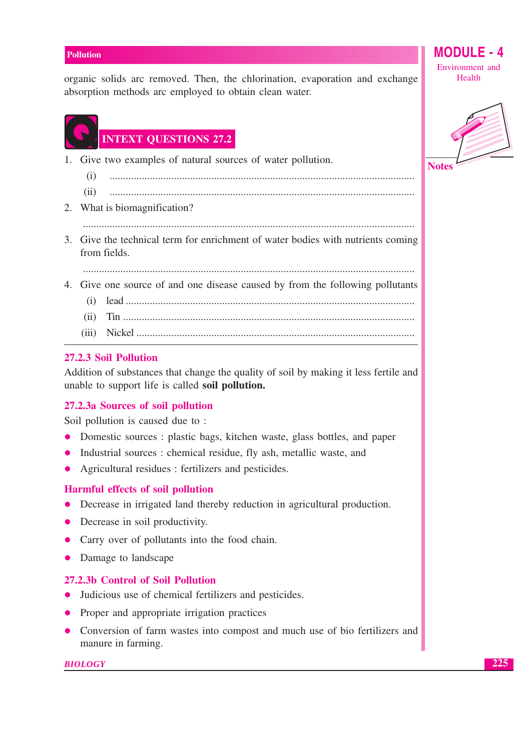organic solids arc removed. Then, the chlorination, evaporation and exchange absorption methods arc employed to obtain clean water.

## INTEXT QUESTIONS 27.2

1. Give two examples of natural sources of water pollution.
   (i) ..........................................................................................................
   (ii) ..........................................................................................................
2. What is biomagnification?
   ..........................................................................................................
3. Give the technical term for enrichment of water bodies with nutrients coming from fields.
   ..........................................................................................................
4. Give one source of and one disease caused by from the following pollutants
   (i) lead ..........................................................................................................
   (ii) Tin ..........................................................................................................
   (iii) Nickel ..........................................................................................................

### 27.2.3 Soil Pollution

Addition of substances that change the quality of soil by making it less fertile and unable to support life is called **soil pollution.**

#### 27.2.3a Sources of soil pollution

Soil pollution is caused due to :

- Domestic sources : plastic bags, kitchen waste, glass bottles, and paper
- Industrial sources : chemical residue, fly ash, metallic waste, and
- Agricultural residues : fertilizers and pesticides.

#### Harmful effects of soil pollution

- Decrease in irrigated land thereby reduction in agricultural production.
- Decrease in soil productivity.
- Carry over of pollutants into the food chain.
- Damage to landscape

#### 27.2.3b Control of Soil Pollution

- Judicious use of chemical fertilizers and pesticides.
- Proper and appropriate irrigation practices
- Conversion of farm wastes into compost and much use of bio fertilizers and manure in farming.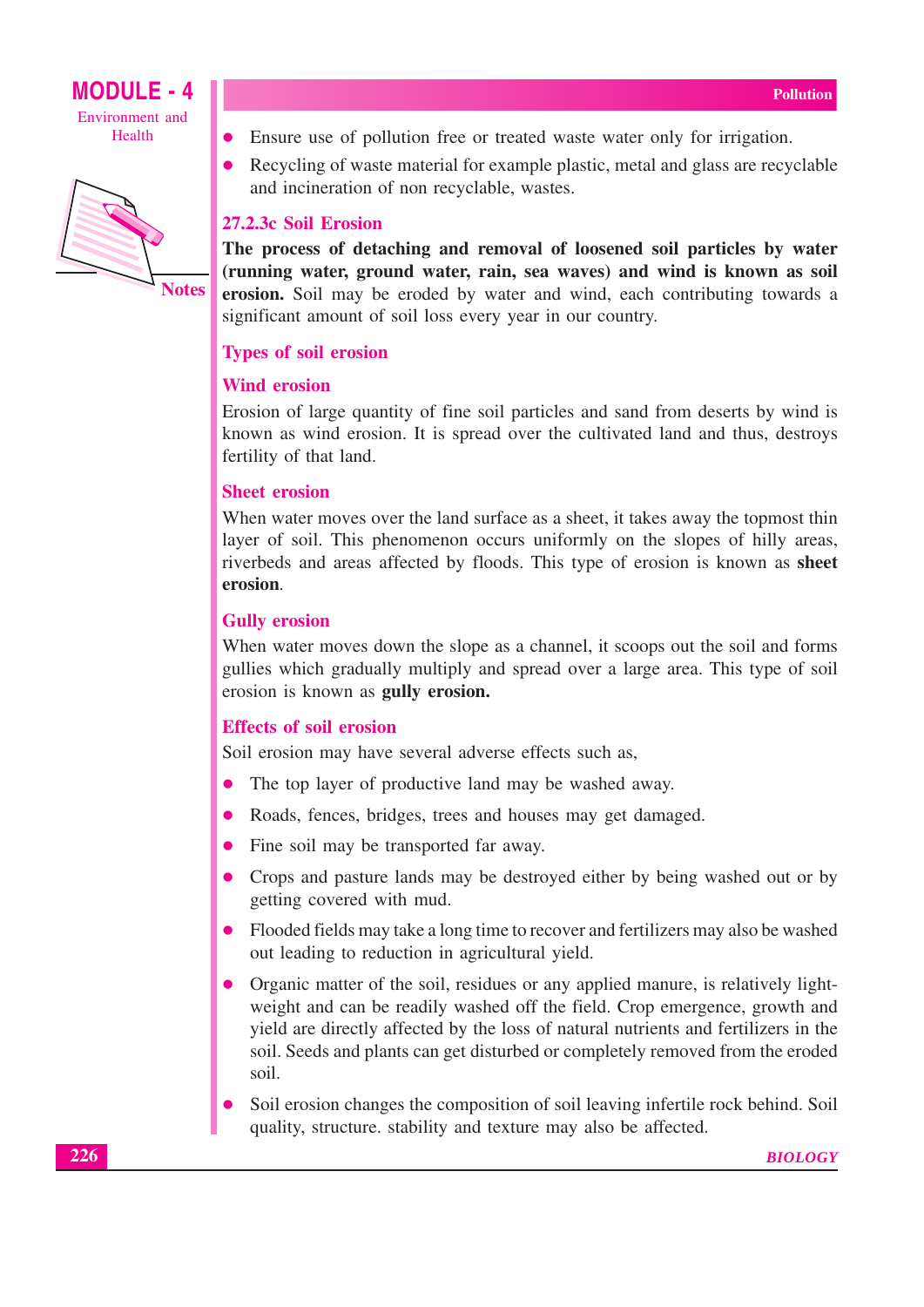- Ensure use of pollution free or treated waste water only for irrigation.
- Recycling of waste material for example plastic, metal and glass are recyclable and incineration of non recyclable, wastes.

### 27.2.3c Soil Erosion

**The process of detaching and removal of loosened soil particles by water (running water, ground water, rain, sea waves) and wind is known as soil erosion.** Soil may be eroded by water and wind, each contributing towards a significant amount of soil loss every year in our country.

#### Types of soil erosion

#### Wind erosion

Erosion of large quantity of fine soil particles and sand from deserts by wind is known as wind erosion. It is spread over the cultivated land and thus, destroys fertility of that land.

#### Sheet erosion

When water moves over the land surface as a sheet, it takes away the topmost thin layer of soil. This phenomenon occurs uniformly on the slopes of hilly areas, riverbeds and areas affected by floods. This type of erosion is known as **sheet erosion**.

#### Gully erosion

When water moves down the slope as a channel, it scoops out the soil and forms gullies which gradually multiply and spread over a large area. This type of soil erosion is known as **gully erosion.**

#### Effects of soil erosion

Soil erosion may have several adverse effects such as,

- The top layer of productive land may be washed away.
- Roads, fences, bridges, trees and houses may get damaged.
- Fine soil may be transported far away.
- Crops and pasture lands may be destroyed either by being washed out or by getting covered with mud.
- Flooded fields may take a long time to recover and fertilizers may also be washed out leading to reduction in agricultural yield.
- Organic matter of the soil, residues or any applied manure, is relatively light-weight and can be readily washed off the field. Crop emergence, growth and yield are directly affected by the loss of natural nutrients and fertilizers in the soil. Seeds and plants can get disturbed or completely removed from the eroded soil.
- Soil erosion changes the composition of soil leaving infertile rock behind. Soil quality, structure. stability and texture may also be affected.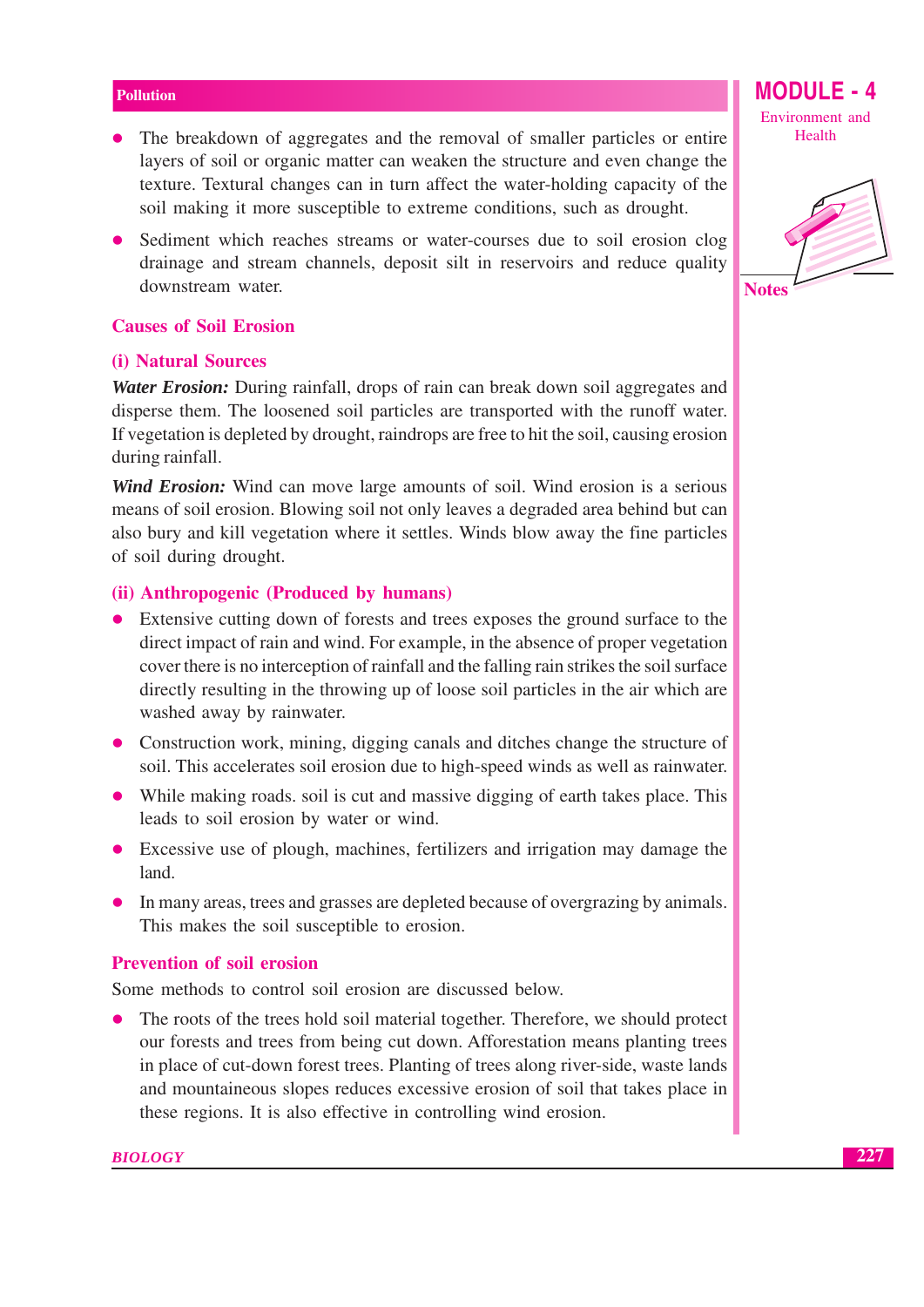- The breakdown of aggregates and the removal of smaller particles or entire layers of soil or organic matter can weaken the structure and even change the texture. Textural changes can in turn affect the water-holding capacity of the soil making it more susceptible to extreme conditions, such as drought.
- Sediment which reaches streams or water-courses due to soil erosion clog drainage and stream channels, deposit silt in reservoirs and reduce quality downstream water.

### Causes of Soil Erosion

#### (i) Natural Sources

***Water Erosion:*** During rainfall, drops of rain can break down soil aggregates and disperse them. The loosened soil particles are transported with the runoff water. If vegetation is depleted by drought, raindrops are free to hit the soil, causing erosion during rainfall.

***Wind Erosion:*** Wind can move large amounts of soil. Wind erosion is a serious means of soil erosion. Blowing soil not only leaves a degraded area behind but can also bury and kill vegetation where it settles. Winds blow away the fine particles of soil during drought.

#### (ii) Anthropogenic (Produced by humans)

- Extensive cutting down of forests and trees exposes the ground surface to the direct impact of rain and wind. For example, in the absence of proper vegetation cover there is no interception of rainfall and the falling rain strikes the soil surface directly resulting in the throwing up of loose soil particles in the air which are washed away by rainwater.
- Construction work, mining, digging canals and ditches change the structure of soil. This accelerates soil erosion due to high-speed winds as well as rainwater.
- While making roads. soil is cut and massive digging of earth takes place. This leads to soil erosion by water or wind.
- Excessive use of plough, machines, fertilizers and irrigation may damage the land.
- In many areas, trees and grasses are depleted because of overgrazing by animals. This makes the soil susceptible to erosion.

### Prevention of soil erosion

Some methods to control soil erosion are discussed below.

- The roots of the trees hold soil material together. Therefore, we should protect our forests and trees from being cut down. Afforestation means planting trees in place of cut-down forest trees. Planting of trees along river-side, waste lands and mountaineous slopes reduces excessive erosion of soil that takes place in these regions. It is also effective in controlling wind erosion.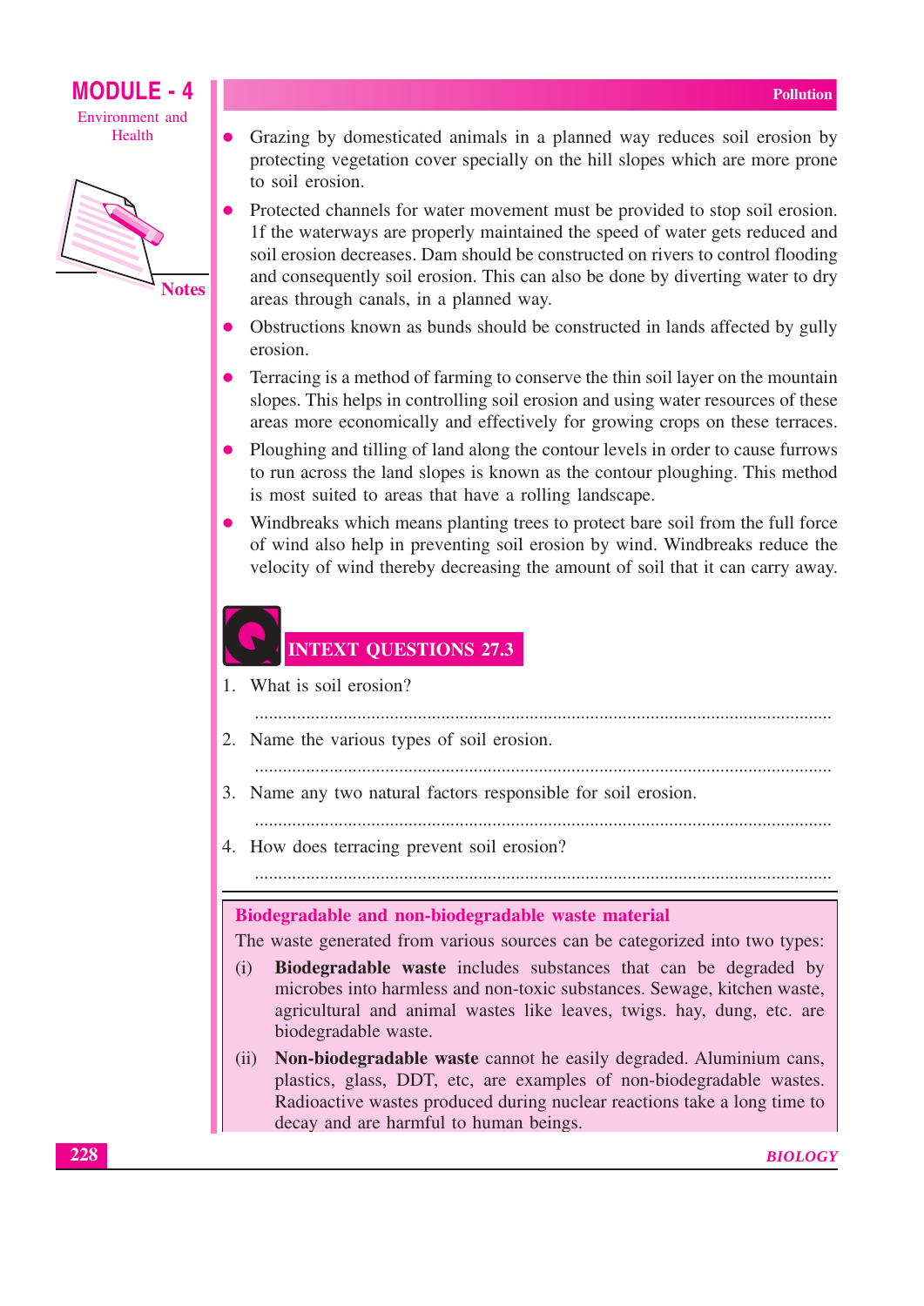- Grazing by domesticated animals in a planned way reduces soil erosion by protecting vegetation cover specially on the hill slopes which are more prone to soil erosion.
- Protected channels for water movement must be provided to stop soil erosion. 1f the waterways are properly maintained the speed of water gets reduced and soil erosion decreases. Dam should be constructed on rivers to control flooding and consequently soil erosion. This can also be done by diverting water to dry areas through canals, in a planned way.
- Obstructions known as bunds should be constructed in lands affected by gully erosion.
- Terracing is a method of farming to conserve the thin soil layer on the mountain slopes. This helps in controlling soil erosion and using water resources of these areas more economically and effectively for growing crops on these terraces.
- Ploughing and tilling of land along the contour levels in order to cause furrows to run across the land slopes is known as the contour ploughing. This method is most suited to areas that have a rolling landscape.
- Windbreaks which means planting trees to protect bare soil from the full force of wind also help in preventing soil erosion by wind. Windbreaks reduce the velocity of wind thereby decreasing the amount of soil that it can carry away.

## INTEXT QUESTIONS 27.3

1. What is soil erosion?

   ..........................................................................................................................

2. Name the various types of soil erosion.

   ..........................................................................................................................

3. Name any two natural factors responsible for soil erosion.

   ..........................................................................................................................

4. How does terracing prevent soil erosion?

   ..........................................................................................................................

---

**Biodegradable and non-biodegradable waste material**

The waste generated from various sources can be categorized into two types:

(i) **Biodegradable waste** includes substances that can be degraded by microbes into harmless and non-toxic substances. Sewage, kitchen waste, agricultural and animal wastes like leaves, twigs. hay, dung, etc. are biodegradable waste.

(ii) **Non-biodegradable waste** cannot he easily degraded. Aluminium cans, plastics, glass, DDT, etc, are examples of non-biodegradable wastes. Radioactive wastes produced during nuclear reactions take a long time to decay and are harmful to human beings.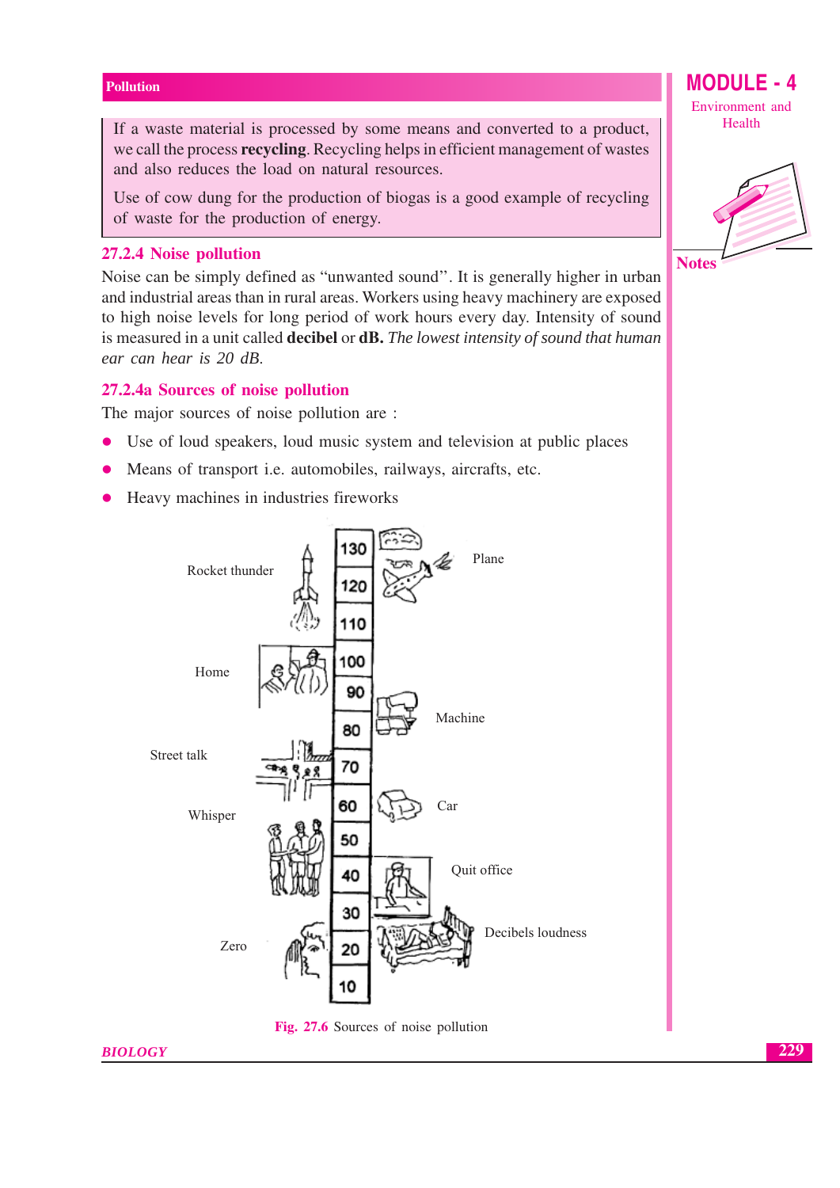If a waste material is processed by some means and converted to a product, we call the process **recycling**. Recycling helps in efficient management of wastes and also reduces the load on natural resources.

Use of cow dung for the production of biogas is a good example of recycling of waste for the production of energy.

### 27.2.4 Noise pollution

Noise can be simply defined as "unwanted sound". It is generally higher in urban and industrial areas than in rural areas. Workers using heavy machinery are exposed to high noise levels for long period of work hours every day. Intensity of sound is measured in a unit called **decibel** or **dB.** *The lowest intensity of sound that human ear can hear is 20 dB.*

#### 27.2.4a Sources of noise pollution

The major sources of noise pollution are :

- Use of loud speakers, loud music system and television at public places
- Means of transport i.e. automobiles, railways, aircrafts, etc.
- Heavy machines in industries fireworks

Rocket thunder, Plane, Home, Machine, Street talk, Car, Whisper, Quit office, Zero, Decibels loudness

130, 120, 110, 100, 90, 80, 70, 60, 50, 40, 30, 20, 10

**Fig. 27.6** Sources of noise pollution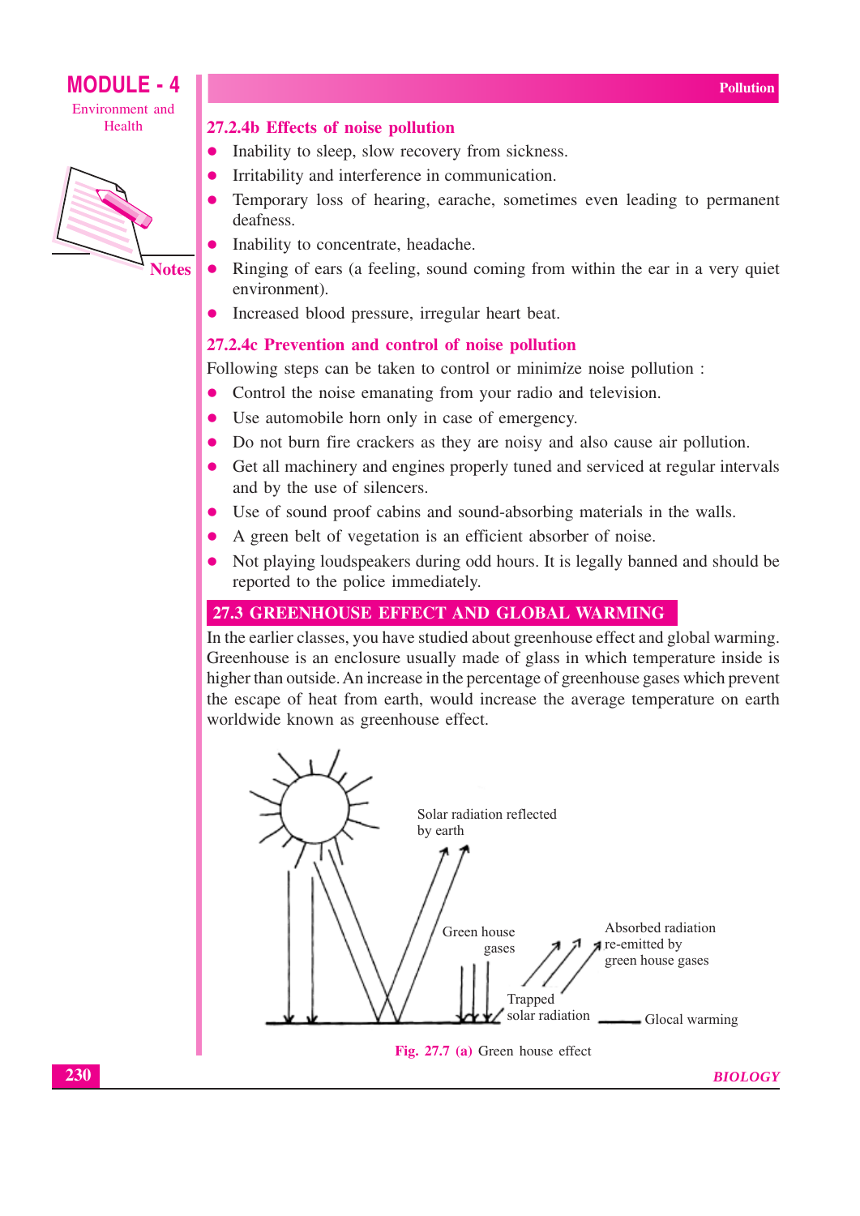### 27.2.4b Effects of noise pollution

- Inability to sleep, slow recovery from sickness.
- Irritability and interference in communication.
- Temporary loss of hearing, earache, sometimes even leading to permanent deafness.
- Inability to concentrate, headache.
- Ringing of ears (a feeling, sound coming from within the ear in a very quiet environment).
- Increased blood pressure, irregular heart beat.

### 27.2.4c Prevention and control of noise pollution

Following steps can be taken to control or minimize noise pollution :

- Control the noise emanating from your radio and television.
- Use automobile horn only in case of emergency.
- Do not burn fire crackers as they are noisy and also cause air pollution.
- Get all machinery and engines properly tuned and serviced at regular intervals and by the use of silencers.
- Use of sound proof cabins and sound-absorbing materials in the walls.
- A green belt of vegetation is an efficient absorber of noise.
- Not playing loudspeakers during odd hours. It is legally banned and should be reported to the police immediately.

## 27.3 GREENHOUSE EFFECT AND GLOBAL WARMING

In the earlier classes, you have studied about greenhouse effect and global warming. Greenhouse is an enclosure usually made of glass in which temperature inside is higher than outside. An increase in the percentage of greenhouse gases which prevent the escape of heat from earth, would increase the average temperature on earth worldwide known as greenhouse effect.

Solar radiation reflected by earth

Green house gases

Absorbed radiation re-emitted by green house gases

Trapped solar radiation

Glocal warming

**Fig. 27.7 (a)** Green house effect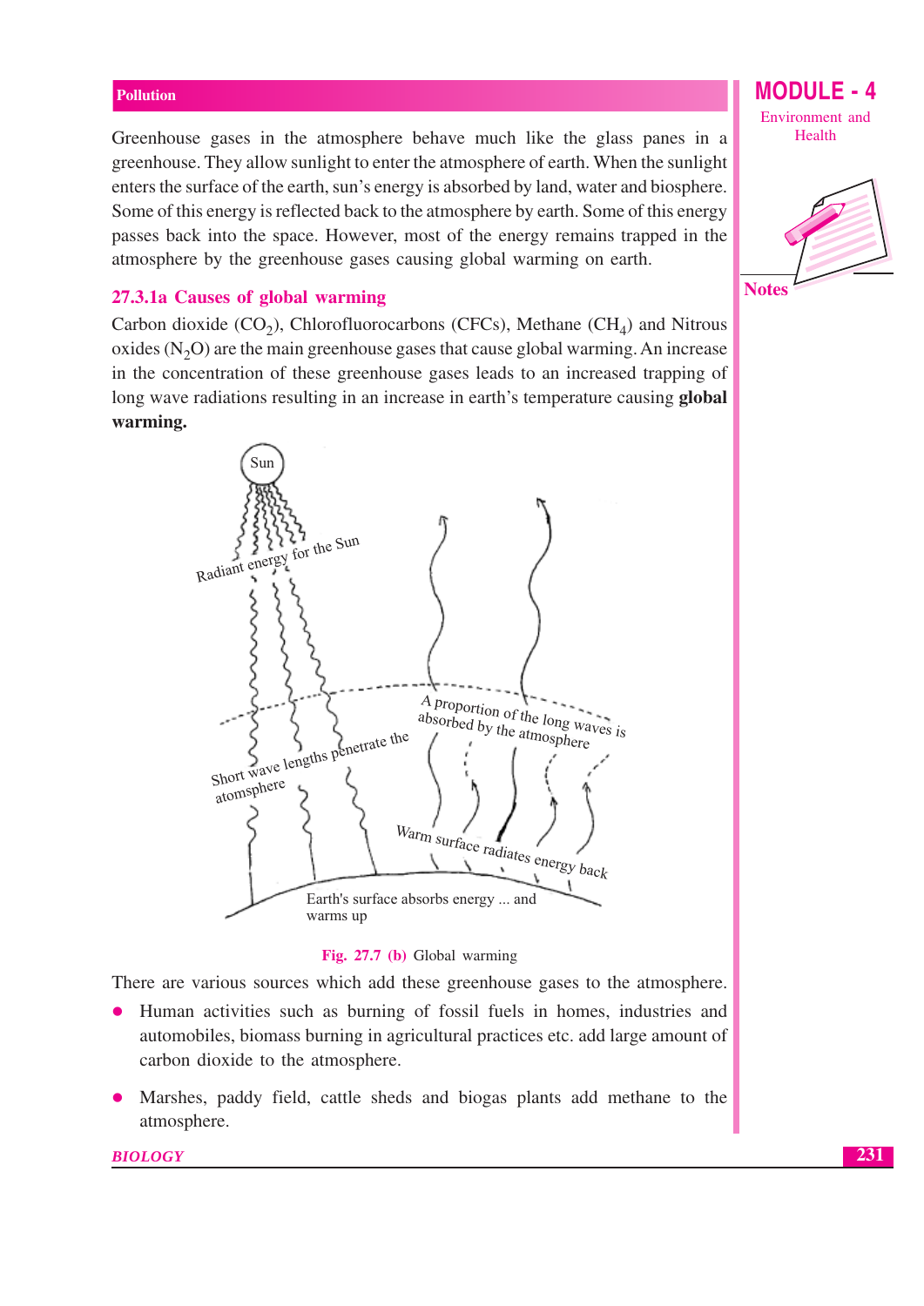Greenhouse gases in the atmosphere behave much like the glass panes in a greenhouse. They allow sunlight to enter the atmosphere of earth. When the sunlight enters the surface of the earth, sun's energy is absorbed by land, water and biosphere. Some of this energy is reflected back to the atmosphere by earth. Some of this energy passes back into the space. However, most of the energy remains trapped in the atmosphere by the greenhouse gases causing global warming on earth.

### 27.3.1a Causes of global warming

Carbon dioxide ($CO_2$), Chlorofluorocarbons (CFCs), Methane ($CH_4$) and Nitrous oxides ($N_2O$) are the main greenhouse gases that cause global warming. An increase in the concentration of these greenhouse gases leads to an increased trapping of long wave radiations resulting in an increase in earth's temperature causing **global warming.**

Sun

Radiant energy for the Sun

Short wave lengths penetrate the atomsphere

A proportion of the long waves is absorbed by the atmosphere

Warm surface radiates energy back

Earth's surface absorbs energy ... and warms up

**Fig. 27.7 (b)** Global warming

There are various sources which add these greenhouse gases to the atmosphere.

- Human activities such as burning of fossil fuels in homes, industries and automobiles, biomass burning in agricultural practices etc. add large amount of carbon dioxide to the atmosphere.

- Marshes, paddy field, cattle sheds and biogas plants add methane to the atmosphere.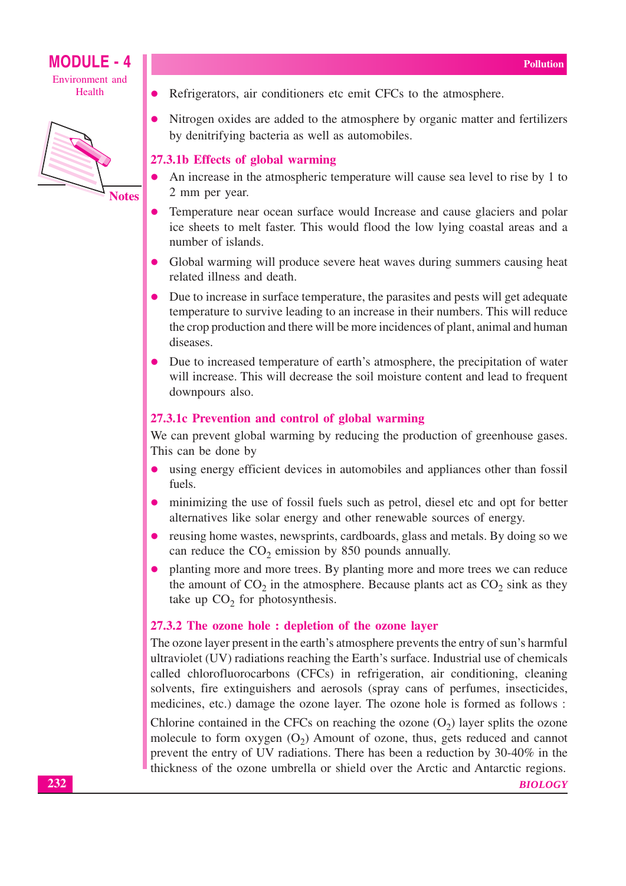- Refrigerators, air conditioners etc emit CFCs to the atmosphere.
- Nitrogen oxides are added to the atmosphere by organic matter and fertilizers by denitrifying bacteria as well as automobiles.

### 27.3.1b Effects of global warming

- An increase in the atmospheric temperature will cause sea level to rise by 1 to 2 mm per year.
- Temperature near ocean surface would Increase and cause glaciers and polar ice sheets to melt faster. This would flood the low lying coastal areas and a number of islands.
- Global warming will produce severe heat waves during summers causing heat related illness and death.
- Due to increase in surface temperature, the parasites and pests will get adequate temperature to survive leading to an increase in their numbers. This will reduce the crop production and there will be more incidences of plant, animal and human diseases.
- Due to increased temperature of earth's atmosphere, the precipitation of water will increase. This will decrease the soil moisture content and lead to frequent downpours also.

### 27.3.1c Prevention and control of global warming

We can prevent global warming by reducing the production of greenhouse gases. This can be done by

- using energy efficient devices in automobiles and appliances other than fossil fuels.
- minimizing the use of fossil fuels such as petrol, diesel etc and opt for better alternatives like solar energy and other renewable sources of energy.
- reusing home wastes, newsprints, cardboards, glass and metals. By doing so we can reduce the $CO_2$ emission by 850 pounds annually.
- planting more and more trees. By planting more and more trees we can reduce the amount of $CO_2$ in the atmosphere. Because plants act as $CO_2$ sink as they take up $CO_2$ for photosynthesis.

### 27.3.2 The ozone hole : depletion of the ozone layer

The ozone layer present in the earth's atmosphere prevents the entry of sun's harmful ultraviolet (UV) radiations reaching the Earth's surface. Industrial use of chemicals called chlorofluorocarbons (CFCs) in refrigeration, air conditioning, cleaning solvents, fire extinguishers and aerosols (spray cans of perfumes, insecticides, medicines, etc.) damage the ozone layer. The ozone hole is formed as follows :

Chlorine contained in the CFCs on reaching the ozone ($O_2$) layer splits the ozone molecule to form oxygen ($O_2$) Amount of ozone, thus, gets reduced and cannot prevent the entry of UV radiations. There has been a reduction by 30-40% in the thickness of the ozone umbrella or shield over the Arctic and Antarctic regions.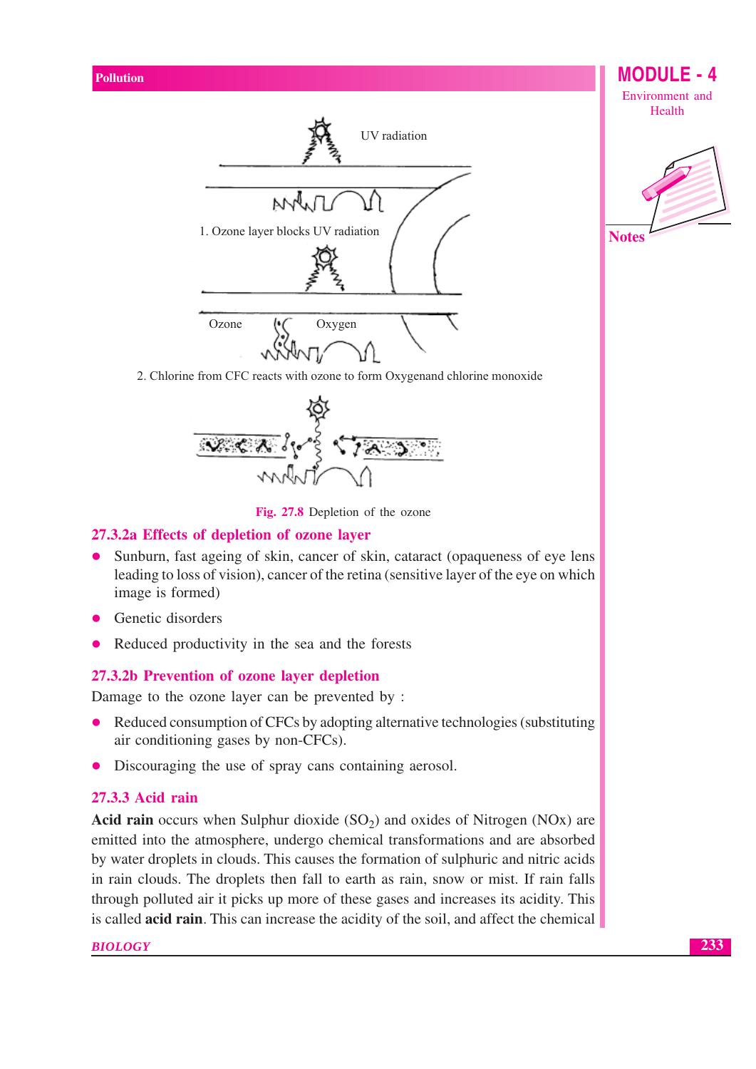UV radiation

1. Ozone layer blocks UV radiation

Ozone Oxygen

2. Chlorine from CFC reacts with ozone to form Oxygenand chlorine monoxide

**Fig. 27.8** Depletion of the ozone

### 27.3.2a Effects of depletion of ozone layer

- Sunburn, fast ageing of skin, cancer of skin, cataract (opaqueness of eye lens leading to loss of vision), cancer of the retina (sensitive layer of the eye on which image is formed)
- Genetic disorders
- Reduced productivity in the sea and the forests

### 27.3.2b Prevention of ozone layer depletion

Damage to the ozone layer can be prevented by :

- Reduced consumption of CFCs by adopting alternative technologies (substituting air conditioning gases by non-CFCs).
- Discouraging the use of spray cans containing aerosol.

### 27.3.3 Acid rain

**Acid rain** occurs when Sulphur dioxide ($SO_2$) and oxides of Nitrogen (NOx) are emitted into the atmosphere, undergo chemical transformations and are absorbed by water droplets in clouds. This causes the formation of sulphuric and nitric acids in rain clouds. The droplets then fall to earth as rain, snow or mist. If rain falls through polluted air it picks up more of these gases and increases its acidity. This is called **acid rain**. This can increase the acidity of the soil, and affect the chemical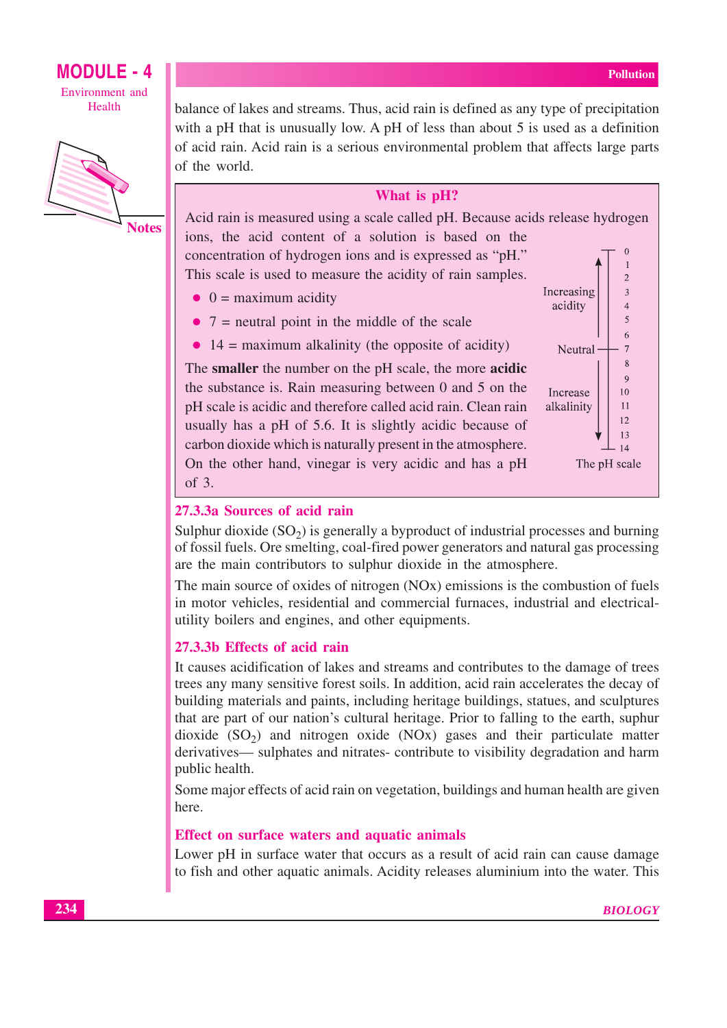balance of lakes and streams. Thus, acid rain is defined as any type of precipitation with a pH that is unusually low. A pH of less than about 5 is used as a definition of acid rain. Acid rain is a serious environmental problem that affects large parts of the world.

### What is pH?

Acid rain is measured using a scale called pH. Because acids release hydrogen ions, the acid content of a solution is based on the concentration of hydrogen ions and is expressed as "pH." This scale is used to measure the acidity of rain samples.

- 0 = maximum acidity
- 7 = neutral point in the middle of the scale
- 14 = maximum alkalinity (the opposite of acidity)

The **smaller** the number on the pH scale, the more **acidic** the substance is. Rain measuring between 0 and 5 on the pH scale is acidic and therefore called acid rain. Clean rain usually has a pH of 5.6. It is slightly acidic because of carbon dioxide which is naturally present in the atmosphere. On the other hand, vinegar is very acidic and has a pH of 3.

Increasing acidity (0–7) | Neutral (7) | Increase alkalinity (7–14)

0, 1, 2, 3, 4, 5, 6, 7, 8, 9, 10, 11, 12, 13, 14

The pH scale

### 27.3.3a Sources of acid rain

Sulphur dioxide ($SO_2$) is generally a byproduct of industrial processes and burning of fossil fuels. Ore smelting, coal-fired power generators and natural gas processing are the main contributors to sulphur dioxide in the atmosphere.

The main source of oxides of nitrogen (NOx) emissions is the combustion of fuels in motor vehicles, residential and commercial furnaces, industrial and electrical-utility boilers and engines, and other equipments.

### 27.3.3b Effects of acid rain

It causes acidification of lakes and streams and contributes to the damage of trees trees any many sensitive forest soils. In addition, acid rain accelerates the decay of building materials and paints, including heritage buildings, statues, and sculptures that are part of our nation's cultural heritage. Prior to falling to the earth, suphur dioxide ($SO_2$) and nitrogen oxide (NOx) gases and their particulate matter derivatives— sulphates and nitrates- contribute to visibility degradation and harm public health.

Some major effects of acid rain on vegetation, buildings and human health are given here.

### Effect on surface waters and aquatic animals

Lower pH in surface water that occurs as a result of acid rain can cause damage to fish and other aquatic animals. Acidity releases aluminium into the water. This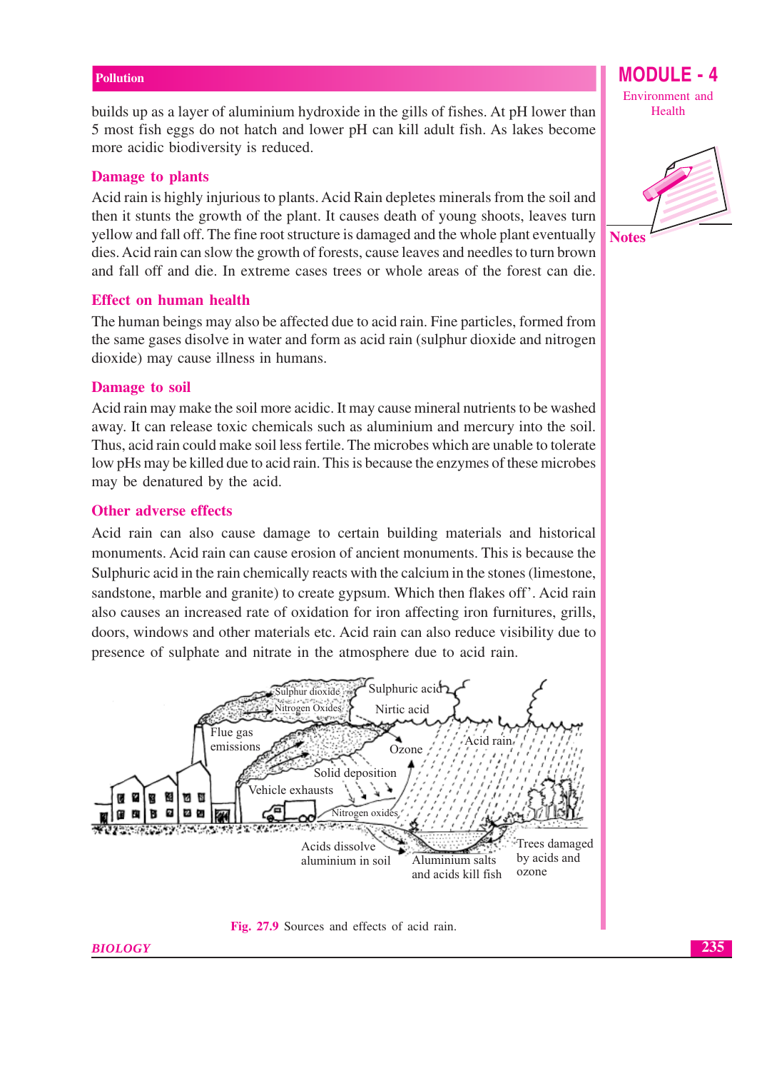builds up as a layer of aluminium hydroxide in the gills of fishes. At pH lower than 5 most fish eggs do not hatch and lower pH can kill adult fish. As lakes become more acidic biodiversity is reduced.

### Damage to plants

Acid rain is highly injurious to plants. Acid Rain depletes minerals from the soil and then it stunts the growth of the plant. It causes death of young shoots, leaves turn yellow and fall off. The fine root structure is damaged and the whole plant eventually dies. Acid rain can slow the growth of forests, cause leaves and needles to turn brown and fall off and die. In extreme cases trees or whole areas of the forest can die.

### Effect on human health

The human beings may also be affected due to acid rain. Fine particles, formed from the same gases disolve in water and form as acid rain (sulphur dioxide and nitrogen dioxide) may cause illness in humans.

### Damage to soil

Acid rain may make the soil more acidic. It may cause mineral nutrients to be washed away. It can release toxic chemicals such as aluminium and mercury into the soil. Thus, acid rain could make soil less fertile. The microbes which are unable to tolerate low pHs may be killed due to acid rain. This is because the enzymes of these microbes may be denatured by the acid.

### Other adverse effects

Acid rain can also cause damage to certain building materials and historical monuments. Acid rain can cause erosion of ancient monuments. This is because the Sulphuric acid in the rain chemically reacts with the calcium in the stones (limestone, sandstone, marble and granite) to create gypsum. Which then flakes off'. Acid rain also causes an increased rate of oxidation for iron affecting iron furnitures, grills, doors, windows and other materials etc. Acid rain can also reduce visibility due to presence of sulphate and nitrate in the atmosphere due to acid rain.

Sulphur dioxide, Nitrogen Oxides, Sulphuric acid, Nirtic acid, Flue gas emissions, Ozone, Acid rain, Solid deposition, Vehicle exhausts, Nitrogen oxides, Acids dissolve aluminium in soil, Aluminium salts and acids kill fish, Trees damaged by acids and ozone

**Fig. 27.9** Sources and effects of acid rain.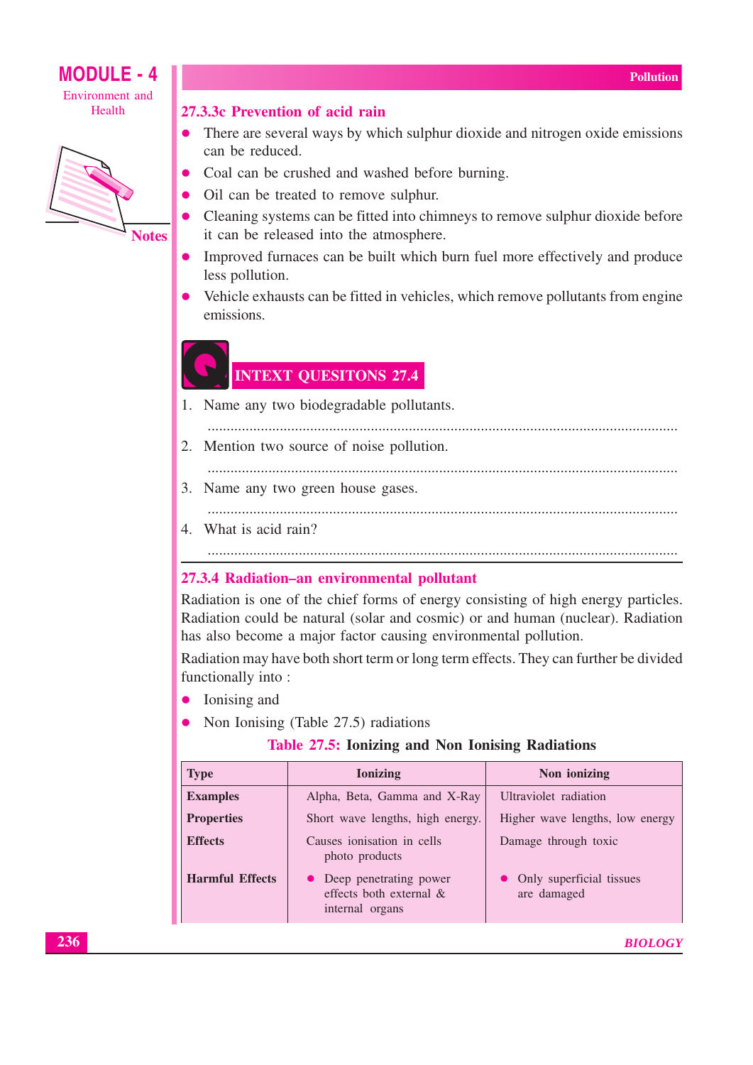### 27.3.3c Prevention of acid rain

- There are several ways by which sulphur dioxide and nitrogen oxide emissions can be reduced.
- Coal can be crushed and washed before burning.
- Oil can be treated to remove sulphur.
- Cleaning systems can be fitted into chimneys to remove sulphur dioxide before it can be released into the atmosphere.
- Improved furnaces can be built which burn fuel more effectively and produce less pollution.
- Vehicle exhausts can be fitted in vehicles, which remove pollutants from engine emissions.

## INTEXT QUESITONS 27.4

1. Name any two biodegradable pollutants.

   ..........................................................................................................

2. Mention two source of noise pollution.

   ..........................................................................................................

3. Name any two green house gases.

   ..........................................................................................................

4. What is acid rain?

   ..........................................................................................................

### 27.3.4 Radiation–an environmental pollutant

Radiation is one of the chief forms of energy consisting of high energy particles. Radiation could be natural (solar and cosmic) or and human (nuclear). Radiation has also become a major factor causing environmental pollution.

Radiation may have both short term or long term effects. They can further be divided functionally into :

- Ionising and
- Non Ionising (Table 27.5) radiations

**Table 27.5: Ionizing and Non Ionising Radiations**

| Type | Ionizing | Non ionizing |
|---|---|---|
| **Examples** | Alpha, Beta, Gamma and X-Ray | Ultraviolet radiation |
| **Properties** | Short wave lengths, high energy. | Higher wave lengths, low energy |
| **Effects** | Causes ionisation in cells photo products | Damage through toxic |
| **Harmful Effects** | • Deep penetrating power effects both external & internal organs | • Only superficial tissues are damaged |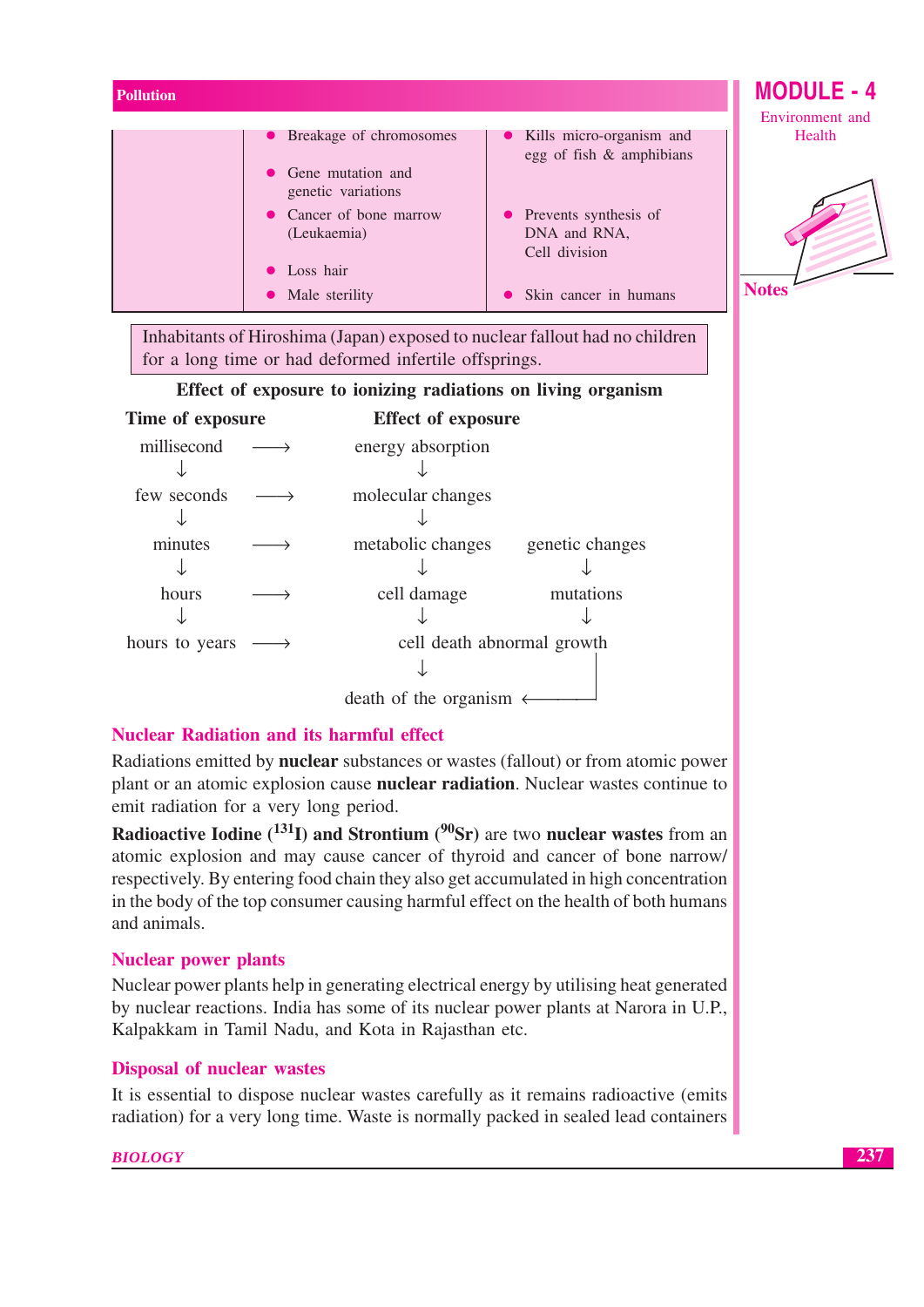| | | |
|---|---|---|
| | • Breakage of chromosomes<br>• Gene mutation and genetic variations<br>• Cancer of bone marrow (Leukaemia)<br>• Loss hair<br>• Male sterility | • Kills micro-organism and egg of fish & amphibians<br>• Prevents synthesis of DNA and RNA, Cell division<br>• Skin cancer in humans |

Inhabitants of Hiroshima (Japan) exposed to nuclear fallout had no children for a long time or had deformed infertile offsprings.

**Effect of exposure to ionizing radiations on living organism**

| Time of exposure | | Effect of exposure | |
|---|---|---|---|
| millisecond | ⟶ | energy absorption | |
| ↓ | | ↓ | |
| few seconds | ⟶ | molecular changes | |
| ↓ | | ↓ | |
| minutes | ⟶ | metabolic changes | genetic changes |
| ↓ | | ↓ | ↓ |
| hours | ⟶ | cell damage | mutations |
| ↓ | | ↓ | ↓ |
| hours to years | ⟶ | cell death | abnormal growth |
| | | ↓ | |
| | | death of the organism ⟵ (from abnormal growth) | |

## Nuclear Radiation and its harmful effect

Radiations emitted by **nuclear** substances or wastes (fallout) or from atomic power plant or an atomic explosion cause **nuclear radiation**. Nuclear wastes continue to emit radiation for a very long period.

**Radioactive Iodine ($^{131}$I) and Strontium ($^{90}$Sr)** are two **nuclear wastes** from an atomic explosion and may cause cancer of thyroid and cancer of bone narrow/ respectively. By entering food chain they also get accumulated in high concentration in the body of the top consumer causing harmful effect on the health of both humans and animals.

## Nuclear power plants

Nuclear power plants help in generating electrical energy by utilising heat generated by nuclear reactions. India has some of its nuclear power plants at Narora in U.P., Kalpakkam in Tamil Nadu, and Kota in Rajasthan etc.

## Disposal of nuclear wastes

It is essential to dispose nuclear wastes carefully as it remains radioactive (emits radiation) for a very long time. Waste is normally packed in sealed lead containers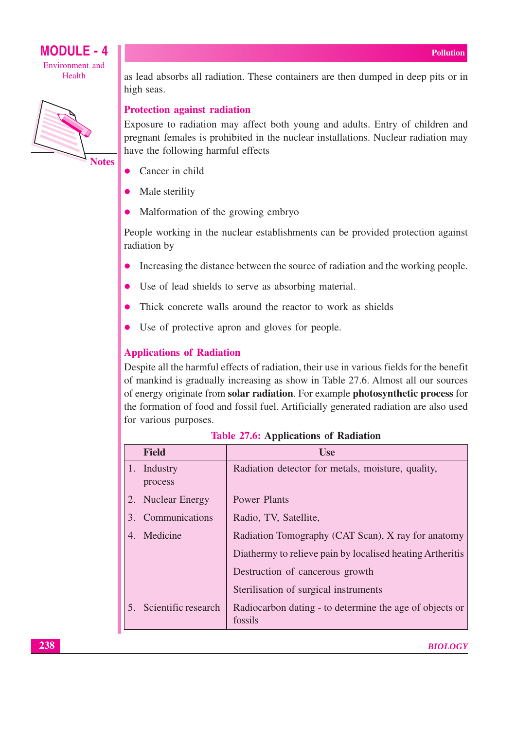as lead absorbs all radiation. These containers are then dumped in deep pits or in high seas.

### Protection against radiation

Exposure to radiation may affect both young and adults. Entry of children and pregnant females is prohibited in the nuclear installations. Nuclear radiation may have the following harmful effects

- Cancer in child
- Male sterility
- Malformation of the growing embryo

People working in the nuclear establishments can be provided protection against radiation by

- Increasing the distance between the source of radiation and the working people.
- Use of lead shields to serve as absorbing material.
- Thick concrete walls around the reactor to work as shields
- Use of protective apron and gloves for people.

### Applications of Radiation

Despite all the harmful effects of radiation, their use in various fields for the benefit of mankind is gradually increasing as show in Table 27.6. Almost all our sources of energy originate from **solar radiation**. For example **photosynthetic process** for the formation of food and fossil fuel. Artificially generated radiation are also used for various purposes.

**Table 27.6: Applications of Radiation**

| Field | Use |
|---|---|
| 1. Industry process | Radiation detector for metals, moisture, quality, |
| 2. Nuclear Energy | Power Plants |
| 3. Communications | Radio, TV, Satellite, |
| 4. Medicine | Radiation Tomography (CAT Scan), X ray for anatomy |
| | Diathermy to relieve pain by localised heating Artheritis |
| | Destruction of cancerous growth |
| | Sterilisation of surgical instruments |
| 5. Scientific research | Radiocarbon dating - to determine the age of objects or fossils |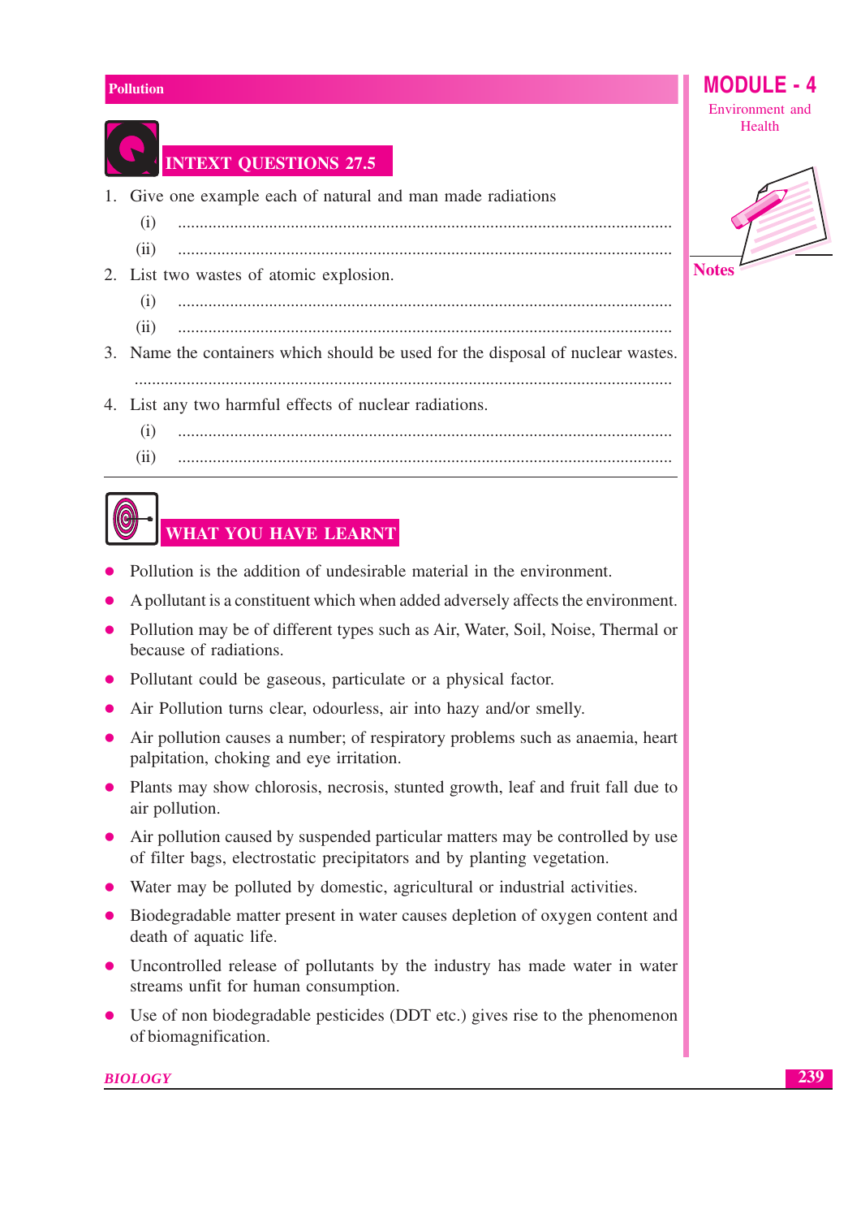## INTEXT QUESTIONS 27.5

1. Give one example each of natural and man made radiations
   (i) ..................................................................................................
   (ii) ..................................................................................................
2. List two wastes of atomic explosion.
   (i) ..................................................................................................
   (ii) ..................................................................................................
3. Name the containers which should be used for the disposal of nuclear wastes.
   ..................................................................................................
4. List any two harmful effects of nuclear radiations.
   (i) ..................................................................................................
   (ii) ..................................................................................................

## WHAT YOU HAVE LEARNT

- Pollution is the addition of undesirable material in the environment.
- A pollutant is a constituent which when added adversely affects the environment.
- Pollution may be of different types such as Air, Water, Soil, Noise, Thermal or because of radiations.
- Pollutant could be gaseous, particulate or a physical factor.
- Air Pollution turns clear, odourless, air into hazy and/or smelly.
- Air pollution causes a number; of respiratory problems such as anaemia, heart palpitation, choking and eye irritation.
- Plants may show chlorosis, necrosis, stunted growth, leaf and fruit fall due to air pollution.
- Air pollution caused by suspended particular matters may be controlled by use of filter bags, electrostatic precipitators and by planting vegetation.
- Water may be polluted by domestic, agricultural or industrial activities.
- Biodegradable matter present in water causes depletion of oxygen content and death of aquatic life.
- Uncontrolled release of pollutants by the industry has made water in water streams unfit for human consumption.
- Use of non biodegradable pesticides (DDT etc.) gives rise to the phenomenon of biomagnification.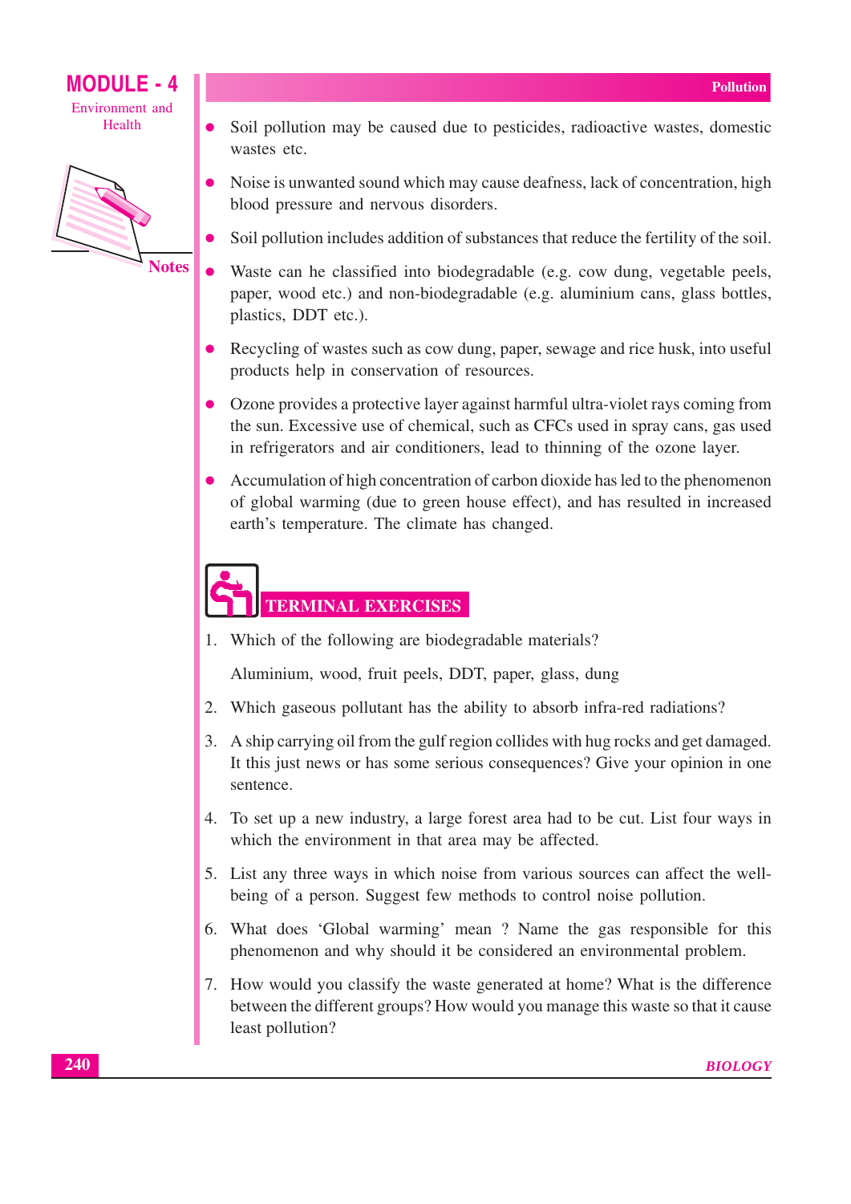- Soil pollution may be caused due to pesticides, radioactive wastes, domestic wastes etc.
- Noise is unwanted sound which may cause deafness, lack of concentration, high blood pressure and nervous disorders.
- Soil pollution includes addition of substances that reduce the fertility of the soil.
- Waste can he classified into biodegradable (e.g. cow dung, vegetable peels, paper, wood etc.) and non-biodegradable (e.g. aluminium cans, glass bottles, plastics, DDT etc.).
- Recycling of wastes such as cow dung, paper, sewage and rice husk, into useful products help in conservation of resources.
- Ozone provides a protective layer against harmful ultra-violet rays coming from the sun. Excessive use of chemical, such as CFCs used in spray cans, gas used in refrigerators and air conditioners, lead to thinning of the ozone layer.
- Accumulation of high concentration of carbon dioxide has led to the phenomenon of global warming (due to green house effect), and has resulted in increased earth's temperature. The climate has changed.

## TERMINAL EXERCISES

1. Which of the following are biodegradable materials?

   Aluminium, wood, fruit peels, DDT, paper, glass, dung
2. Which gaseous pollutant has the ability to absorb infra-red radiations?
3. A ship carrying oil from the gulf region collides with hug rocks and get damaged. It this just news or has some serious consequences? Give your opinion in one sentence.
4. To set up a new industry, a large forest area had to be cut. List four ways in which the environment in that area may be affected.
5. List any three ways in which noise from various sources can affect the well-being of a person. Suggest few methods to control noise pollution.
6. What does 'Global warming' mean ? Name the gas responsible for this phenomenon and why should it be considered an environmental problem.
7. How would you classify the waste generated at home? What is the difference between the different groups? How would you manage this waste so that it cause least pollution?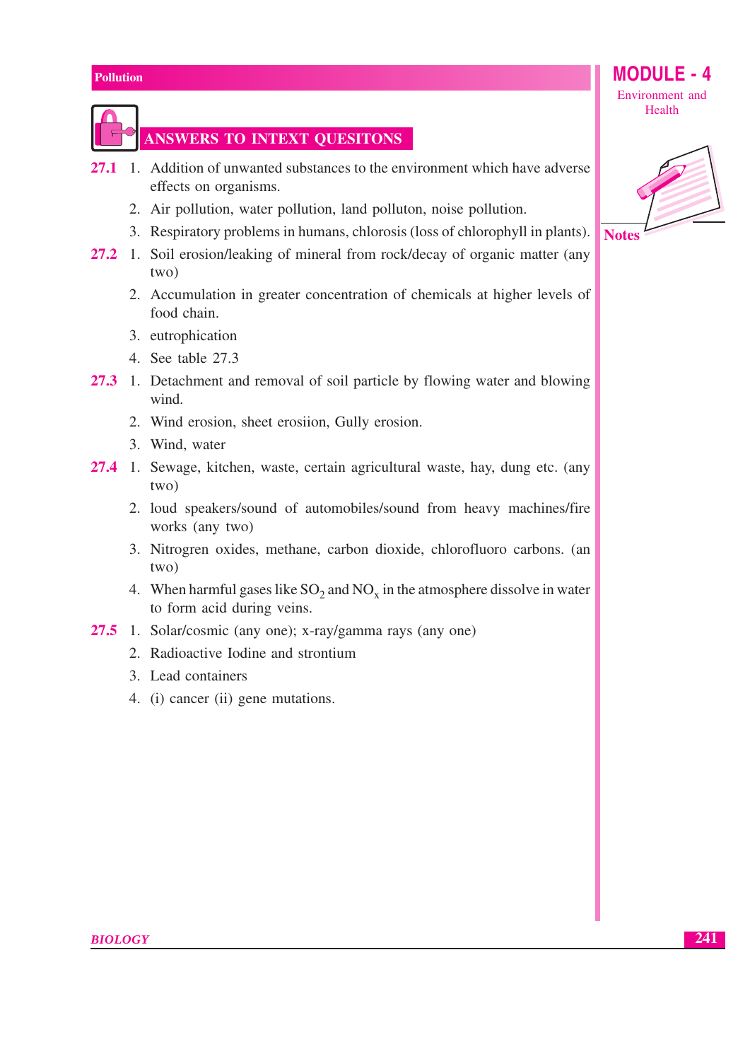## ANSWERS TO INTEXT QUESITONS

**27.1**

1. Addition of unwanted substances to the environment which have adverse effects on organisms.
2. Air pollution, water pollution, land polluton, noise pollution.
3. Respiratory problems in humans, chlorosis (loss of chlorophyll in plants).

**27.2**

1. Soil erosion/leaking of mineral from rock/decay of organic matter (any two)
2. Accumulation in greater concentration of chemicals at higher levels of food chain.
3. eutrophication
4. See table 27.3

**27.3**

1. Detachment and removal of soil particle by flowing water and blowing wind.
2. Wind erosion, sheet erosiion, Gully erosion.
3. Wind, water

**27.4**

1. Sewage, kitchen, waste, certain agricultural waste, hay, dung etc. (any two)
2. loud speakers/sound of automobiles/sound from heavy machines/fire works (any two)
3. Nitrogren oxides, methane, carbon dioxide, chlorofluoro carbons. (an two)
4. When harmful gases like $SO_2$ and $NO_x$ in the atmosphere dissolve in water to form acid during veins.

**27.5**

1. Solar/cosmic (any one); x-ray/gamma rays (any one)
2. Radioactive Iodine and strontium
3. Lead containers
4. (i) cancer (ii) gene mutations.